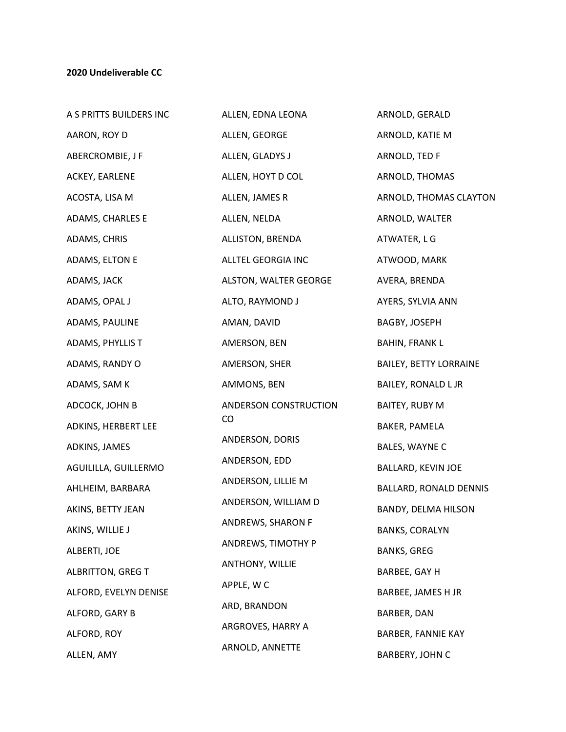**2020 Undeliverable CC**

A S PRITTS BUILDERS INC

AARON, ROY D

ABERCROMBIE, J F

ACKEY, EARLENE

ACOSTA, LISA M

ADAMS, CHARLES E

ADAMS, CHRIS

ADAMS, ELTON E

ADAMS, JACK

ADAMS, OPAL J

ADAMS, PAULINE

ADAMS, PHYLLIS T

ADAMS, RANDY O

ADAMS, SAM K

ADCOCK, JOHN B

ADKINS, HERBERT LEE

ADKINS, JAMES

AGUILILLA, GUILLERMO

AHLHEIM, BARBARA

AKINS, BETTY JEAN

AKINS, WILLIE J

ALBERTI, JOE

ALBRITTON, GREG T

ALFORD, EVELYN DENISE

ALFORD, GARY B

ALFORD, ROY

ALLEN, AMY

ALLEN, EDNA LEONA

ALLEN, GEORGE

ALLEN, GLADYS J

ALLEN, HOYT D COL

ALLEN, JAMES R

ALLEN, NELDA

ALLISTON, BRENDA

ALLTEL GEORGIA INC

ALSTON, WALTER GEORGE

ALTO, RAYMOND J

AMAN, DAVID

AMERSON, BEN

AMERSON, SHER

AMMONS, BEN

ANDERSON CONSTRUCTION CO

ANDERSON, DORIS

ANDERSON, EDD

ANDERSON, LILLIE M

ANDERSON, WILLIAM D

ANDREWS, SHARON F

ANDREWS, TIMOTHY P

ANTHONY, WILLIE

APPLE, W C

ARD, BRANDON

ARGROVES, HARRY A

ARNOLD, ANNETTE

ARNOLD, GERALD

ARNOLD, KATIE M

ARNOLD, TED F

ARNOLD, THOMAS

ARNOLD, THOMAS CLAYTON

ARNOLD, WALTER

ATWATER, L G

ATWOOD, MARK

AVERA, BRENDA

AYERS, SYLVIA ANN

BAGBY, JOSEPH

BAHIN, FRANK L

BAILEY, BETTY LORRAINE

BAILEY, RONALD L JR

BAITEY, RUBY M

BAKER, PAMELA

BALES, WAYNE C

BALLARD, KEVIN JOE

BALLARD, RONALD DENNIS

BANDY, DELMA HILSON

BANKS, CORALYN

BANKS, GREG

BARBEE, GAY H

BARBEE, JAMES H JR

BARBER, DAN

BARBER, FANNIE KAY

BARBERY, JOHN C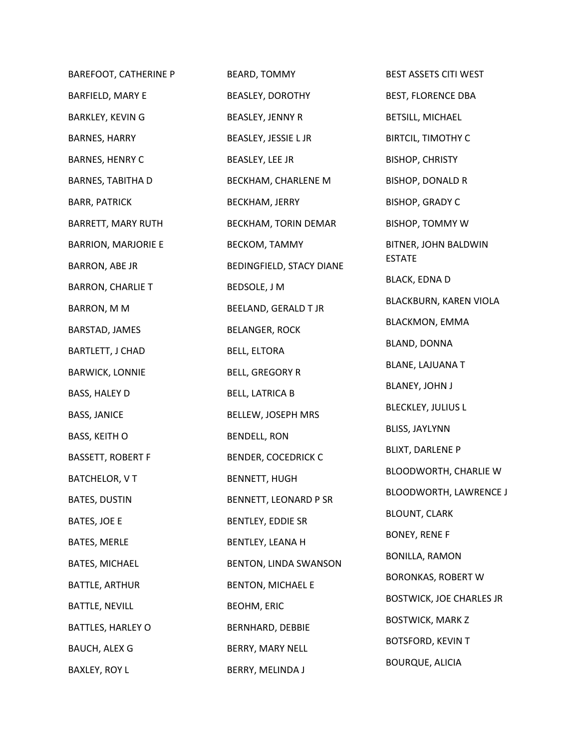BAREFOOT, CATHERINE P

BARFIELD, MARY E

BARKLEY, KEVIN G

BARNES, HARRY

BARNES, HENRY C

BARNES, TABITHA D

BARR, PATRICK

BARRETT, MARY RUTH

BARRION, MARJORIE E

BARRON, ABE JR

BARRON, CHARLIE T

BARRON, M M

BARSTAD, JAMES

BARTLETT, J CHAD

BARWICK, LONNIE

BASS, HALEY D

BASS, JANICE

BASS, KEITH O

BASSETT, ROBERT F

BATCHELOR, V T

BATES, DUSTIN

BATES, JOE E

BATES, MERLE

BATES, MICHAEL

BATTLE, ARTHUR

BATTLE, NEVILL

BATTLES, HARLEY O

BAUCH, ALEX G

BAXLEY, ROY L

BEARD, TOMMY

BEASLEY, DOROTHY

BEASLEY, JENNY R

BEASLEY, JESSIE L JR

BEASLEY, LEE JR

BECKHAM, CHARLENE M

BECKHAM, JERRY

BECKHAM, TORIN DEMAR

BECKOM, TAMMY

BEDINGFIELD, STACY DIANE

BEDSOLE, J M

BEELAND, GERALD T JR

BELANGER, ROCK

BELL, ELTORA

BELL, GREGORY R

BELL, LATRICA B

BELLEW, JOSEPH MRS

BENDELL, RON

BENDER, COCEDRICK C

BENNETT, HUGH

BENNETT, LEONARD P SR

BENTLEY, EDDIE SR

BENTLEY, LEANA H

BENTON, LINDA SWANSON

BENTON, MICHAEL E

BEOHM, ERIC

BERNHARD, DEBBIE

BERRY, MARY NELL

BERRY, MELINDA J

BEST ASSETS CITI WEST

BEST, FLORENCE DBA

BETSILL, MICHAEL

BIRTCIL, TIMOTHY C

BISHOP, CHRISTY

BISHOP, DONALD R

BISHOP, GRADY C

BISHOP, TOMMY W

BITNER, JOHN BALDWIN ESTATE

BLACK, EDNA D

BLACKBURN, KAREN VIOLA

BLACKMON, EMMA

BLAND, DONNA

BLANE, LAJUANA T

BLANEY, JOHN J

BLECKLEY, JULIUS L

BLISS, JAYLYNN

BLIXT, DARLENE P

BLOODWORTH, CHARLIE W

BLOODWORTH, LAWRENCE J

BLOUNT, CLARK

BONEY, RENE F

BONILLA, RAMON

BORONKAS, ROBERT W

BOSTWICK, JOE CHARLES JR

BOSTWICK, MARK Z

BOTSFORD, KEVIN T

BOURQUE, ALICIA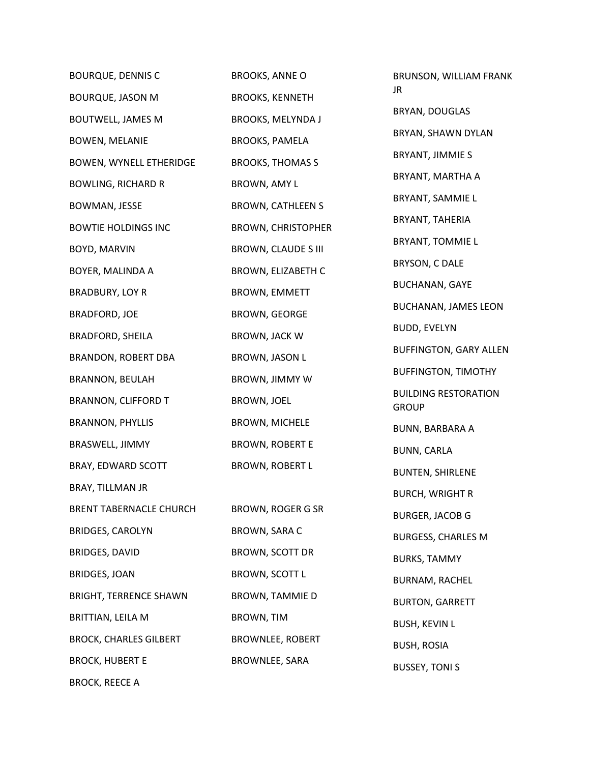BOURQUE, DENNIS C

BOURQUE, JASON M

BOUTWELL, JAMES M

BOWEN, MELANIE

BOWEN, WYNELL ETHERIDGE

BOWLING, RICHARD R

BOWMAN, JESSE

BOWTIE HOLDINGS INC

BOYD, MARVIN

BOYER, MALINDA A

BRADBURY, LOY R

BRADFORD, JOE

BRADFORD, SHEILA

BRANDON, ROBERT DBA

BRANNON, BEULAH

BRANNON, CLIFFORD T

BRANNON, PHYLLIS

BRASWELL, JIMMY

BRAY, EDWARD SCOTT

BRAY, TILLMAN JR

BRENT TABERNACLE CHURCH

BRIDGES, CAROLYN

BRIDGES, DAVID

BRIDGES, JOAN

BRIGHT, TERRENCE SHAWN

BRITTIAN, LEILA M

BROCK, CHARLES GILBERT

BROCK, HUBERT E

BROCK, REECE A

BROOKS, ANNE O

BROOKS, KENNETH

BROOKS, MELYNDA J

BROOKS, PAMELA

BROOKS, THOMAS S

BROWN, AMY L

BROWN, CATHLEEN S

BROWN, CHRISTOPHER

BROWN, CLAUDE S III

BROWN, ELIZABETH C

BROWN, EMMETT

BROWN, GEORGE

BROWN, JACK W

BROWN, JASON L

BROWN, JIMMY W

BROWN, JOEL

BROWN, MICHELE

BROWN, ROBERT E

BROWN, ROBERT L

BROWN, ROGER G SR

BROWN, SARA C

BROWN, SCOTT DR

BROWN, SCOTT L

BROWN, TAMMIE D

BROWN, TIM

BROWNLEE, ROBERT

BROWNLEE, SARA

BRUNSON, WILLIAM FRANK JR

BRYAN, DOUGLAS

BRYAN, SHAWN DYLAN

BRYANT, JIMMIE S

BRYANT, MARTHA A

BRYANT, SAMMIE L

BRYANT, TAHERIA

BRYANT, TOMMIE L

BRYSON, C DALE

BUCHANAN, GAYE

BUCHANAN, JAMES LEON

BUDD, EVELYN

BUFFINGTON, GARY ALLEN

BUFFINGTON, TIMOTHY

BUILDING RESTORATION GROUP

BUNN, BARBARA A

BUNN, CARLA

BUNTEN, SHIRLENE

BURCH, WRIGHT R

BURGER, JACOB G

BURGESS, CHARLES M

BURKS, TAMMY

BURNAM, RACHEL

BURTON, GARRETT

BUSH, KEVIN L

BUSH, ROSIA

BUSSEY, TONI S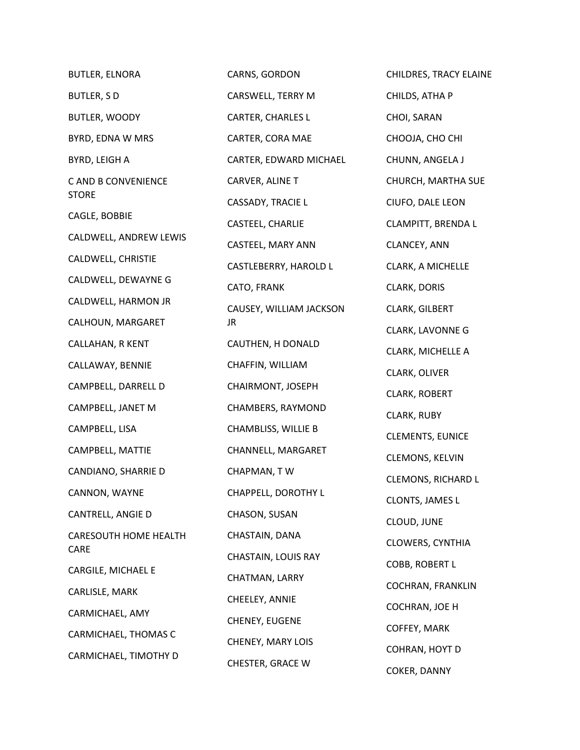BUTLER, ELNORA

BUTLER, S D

BUTLER, WOODY

BYRD, EDNA W MRS

BYRD, LEIGH A

C AND B CONVENIENCE STORE

CAGLE, BOBBIE

CALDWELL, ANDREW LEWIS

CALDWELL, CHRISTIE

CALDWELL, DEWAYNE G

CALDWELL, HARMON JR

CALHOUN, MARGARET

CALLAHAN, R KENT

CALLAWAY, BENNIE

CAMPBELL, DARRELL D

CAMPBELL, JANET M

CAMPBELL, LISA

CAMPBELL, MATTIE

CANDIANO, SHARRIE D

CANNON, WAYNE

CANTRELL, ANGIE D

CARESOUTH HOME HEALTH CARE

CARGILE, MICHAEL E

CARLISLE, MARK

CARMICHAEL, AMY

CARMICHAEL, THOMAS C

CARMICHAEL, TIMOTHY D

CARNS, GORDON

CARSWELL, TERRY M

CARTER, CHARLES L

CARTER, CORA MAE

CARTER, EDWARD MICHAEL

CARVER, ALINE T

CASSADY, TRACIE L

CASTEEL, CHARLIE

CASTEEL, MARY ANN

CASTLEBERRY, HAROLD L

CATO, FRANK

CAUSEY, WILLIAM JACKSON JR

CAUTHEN, H DONALD

CHAFFIN, WILLIAM

CHAIRMONT, JOSEPH

CHAMBERS, RAYMOND

CHAMBLISS, WILLIE B

CHANNELL, MARGARET

CHAPMAN, T W

CHAPPELL, DOROTHY L

CHASON, SUSAN

CHASTAIN, DANA

CHASTAIN, LOUIS RAY

CHATMAN, LARRY

CHEELEY, ANNIE

CHENEY, EUGENE

CHENEY, MARY LOIS

CHESTER, GRACE W

CHILDRES, TRACY ELAINE

CHILDS, ATHA P

CHOI, SARAN

CHOOJA, CHO CHI

CHUNN, ANGELA J

CHURCH, MARTHA SUE

CIUFO, DALE LEON

CLAMPITT, BRENDA L

CLANCEY, ANN

CLARK, A MICHELLE

CLARK, DORIS

CLARK, GILBERT

CLARK, LAVONNE G

CLARK, MICHELLE A

CLARK, OLIVER

CLARK, ROBERT

CLARK, RUBY

CLEMENTS, EUNICE

CLEMONS, KELVIN

CLEMONS, RICHARD L

CLONTS, JAMES L

CLOUD, JUNE

CLOWERS, CYNTHIA

COBB, ROBERT L

COCHRAN, FRANKLIN

COCHRAN, JOE H

COFFEY, MARK

COHRAN, HOYT D

COKER, DANNY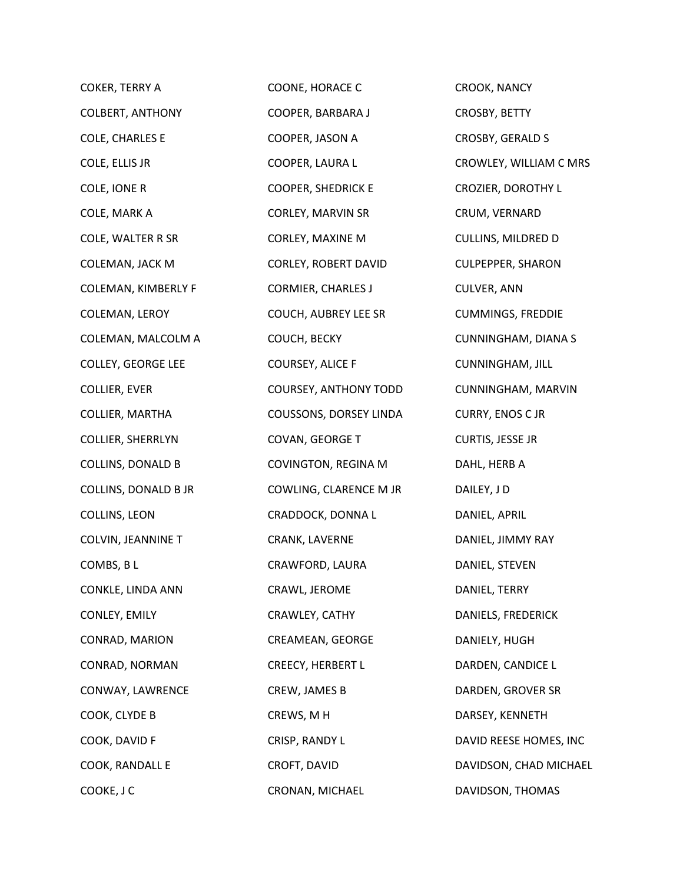COKER, TERRY A

COLBERT, ANTHONY

COLE, CHARLES E

COLE, ELLIS JR

COLE, IONE R

COLE, MARK A

COLE, WALTER R SR

COLEMAN, JACK M

COLEMAN, KIMBERLY F

COLEMAN, LEROY

COLEMAN, MALCOLM A

COLLEY, GEORGE LEE

COLLIER, EVER

COLLIER, MARTHA

COLLIER, SHERRLYN

COLLINS, DONALD B

COLLINS, DONALD B JR

COLLINS, LEON

COLVIN, JEANNINE T

COMBS, B L

CONKLE, LINDA ANN

CONLEY, EMILY

CONRAD, MARION

CONRAD, NORMAN

CONWAY, LAWRENCE

COOK, CLYDE B

COOK, DAVID F

COOK, RANDALL E

COOKE, J C

COONE, HORACE C

COOPER, BARBARA J

COOPER, JASON A

COOPER, LAURA L

COOPER, SHEDRICK E

CORLEY, MARVIN SR

CORLEY, MAXINE M

CORLEY, ROBERT DAVID

CORMIER, CHARLES J

COUCH, AUBREY LEE SR

COUCH, BECKY

COURSEY, ALICE F

COURSEY, ANTHONY TODD

COUSSONS, DORSEY LINDA

COVAN, GEORGE T

COVINGTON, REGINA M

COWLING, CLARENCE M JR

CRADDOCK, DONNA L

CRANK, LAVERNE

CRAWFORD, LAURA

CRAWL, JEROME

CRAWLEY, CATHY

CREAMEAN, GEORGE

CREECY, HERBERT L

CREW, JAMES B

CREWS, M H

CRISP, RANDY L

CROFT, DAVID

CRONAN, MICHAEL

CROOK, NANCY

CROSBY, BETTY

CROSBY, GERALD S

CROWLEY, WILLIAM C MRS

CROZIER, DOROTHY L

CRUM, VERNARD

CULLINS, MILDRED D

CULPEPPER, SHARON

CULVER, ANN

CUMMINGS, FREDDIE

CUNNINGHAM, DIANA S

CUNNINGHAM, JILL

CUNNINGHAM, MARVIN

CURRY, ENOS C JR

CURTIS, JESSE JR

DAHL, HERB A

DAILEY, J D

DANIEL, APRIL

DANIEL, JIMMY RAY

DANIEL, STEVEN

DANIEL, TERRY

DANIELS, FREDERICK

DANIELY, HUGH

DARDEN, CANDICE L

DARDEN, GROVER SR

DARSEY, KENNETH

DAVID REESE HOMES, INC

DAVIDSON, CHAD MICHAEL

DAVIDSON, THOMAS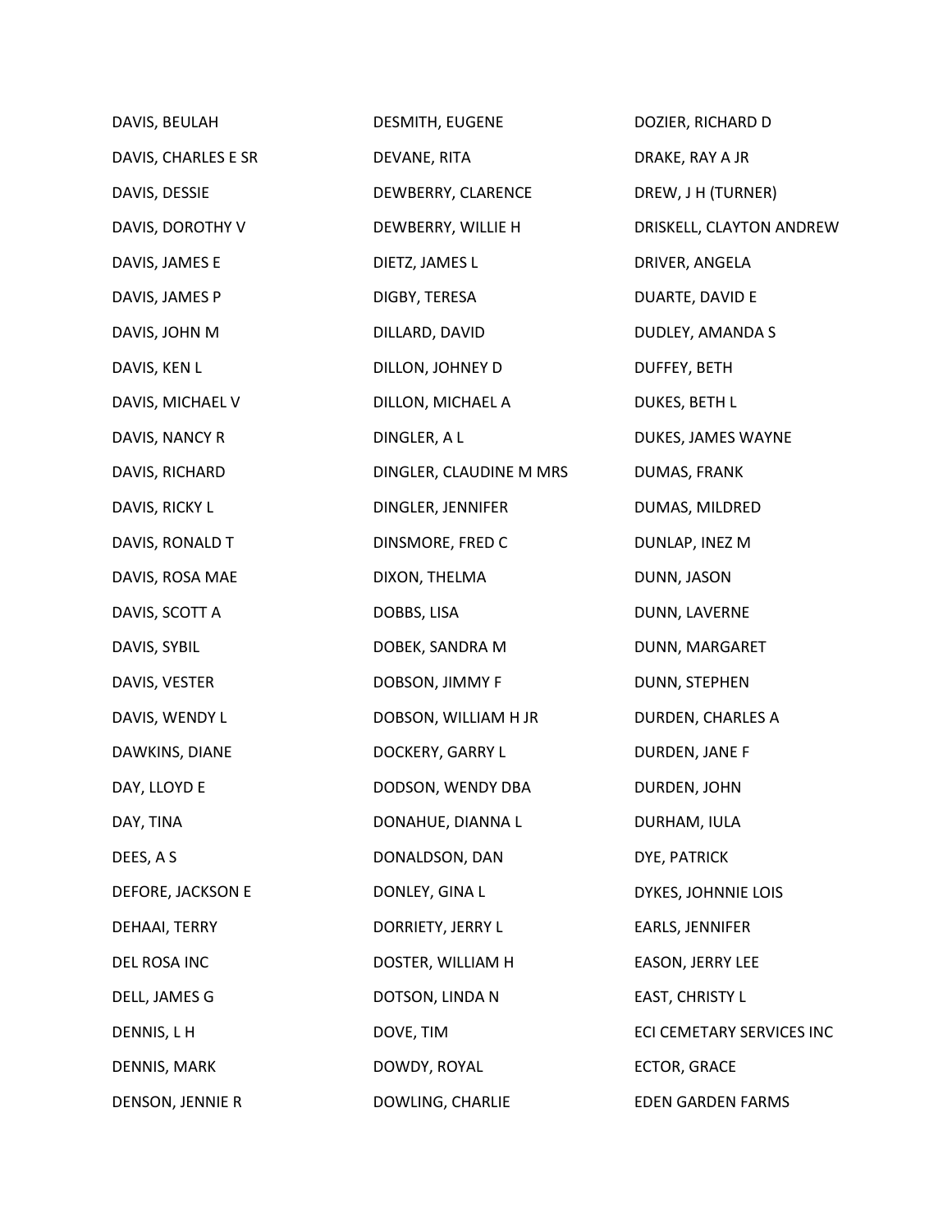DAVIS, BEULAH
DAVIS, CHARLES E SR
DAVIS, DESSIE
DAVIS, DOROTHY V
DAVIS, JAMES E
DAVIS, JAMES P
DAVIS, JOHN M
DAVIS, KEN L
DAVIS, MICHAEL V
DAVIS, NANCY R
DAVIS, RICHARD
DAVIS, RICKY L
DAVIS, RONALD T
DAVIS, ROSA MAE
DAVIS, SCOTT A
DAVIS, SYBIL
DAVIS, VESTER
DAVIS, WENDY L
DAWKINS, DIANE
DAY, LLOYD E
DAY, TINA
DEES, A S
DEFORE, JACKSON E
DEHAAI, TERRY
DEL ROSA INC
DELL, JAMES G
DENNIS, L H
DENNIS, MARK
DENSON, JENNIE R

DESMITH, EUGENE
DEVANE, RITA
DEWBERRY, CLARENCE
DEWBERRY, WILLIE H
DIETZ, JAMES L
DIGBY, TERESA
DILLARD, DAVID
DILLON, JOHNEY D
DILLON, MICHAEL A
DINGLER, A L
DINGLER, CLAUDINE M MRS
DINGLER, JENNIFER
DINSMORE, FRED C
DIXON, THELMA
DOBBS, LISA
DOBEK, SANDRA M
DOBSON, JIMMY F
DOBSON, WILLIAM H JR
DOCKERY, GARRY L
DODSON, WENDY DBA
DONAHUE, DIANNA L
DONALDSON, DAN
DONLEY, GINA L
DORRIETY, JERRY L
DOSTER, WILLIAM H
DOTSON, LINDA N
DOVE, TIM
DOWDY, ROYAL
DOWLING, CHARLIE

DOZIER, RICHARD D
DRAKE, RAY A JR
DREW, J H (TURNER)
DRISKELL, CLAYTON ANDREW
DRIVER, ANGELA
DUARTE, DAVID E
DUDLEY, AMANDA S
DUFFEY, BETH
DUKES, BETH L
DUKES, JAMES WAYNE
DUMAS, FRANK
DUMAS, MILDRED
DUNLAP, INEZ M
DUNN, JASON
DUNN, LAVERNE
DUNN, MARGARET
DUNN, STEPHEN
DURDEN, CHARLES A
DURDEN, JANE F
DURDEN, JOHN
DURHAM, IULA
DYE, PATRICK
DYKES, JOHNNIE LOIS
EARLS, JENNIFER
EASON, JERRY LEE
EAST, CHRISTY L
ECI CEMETARY SERVICES INC
ECTOR, GRACE
EDEN GARDEN FARMS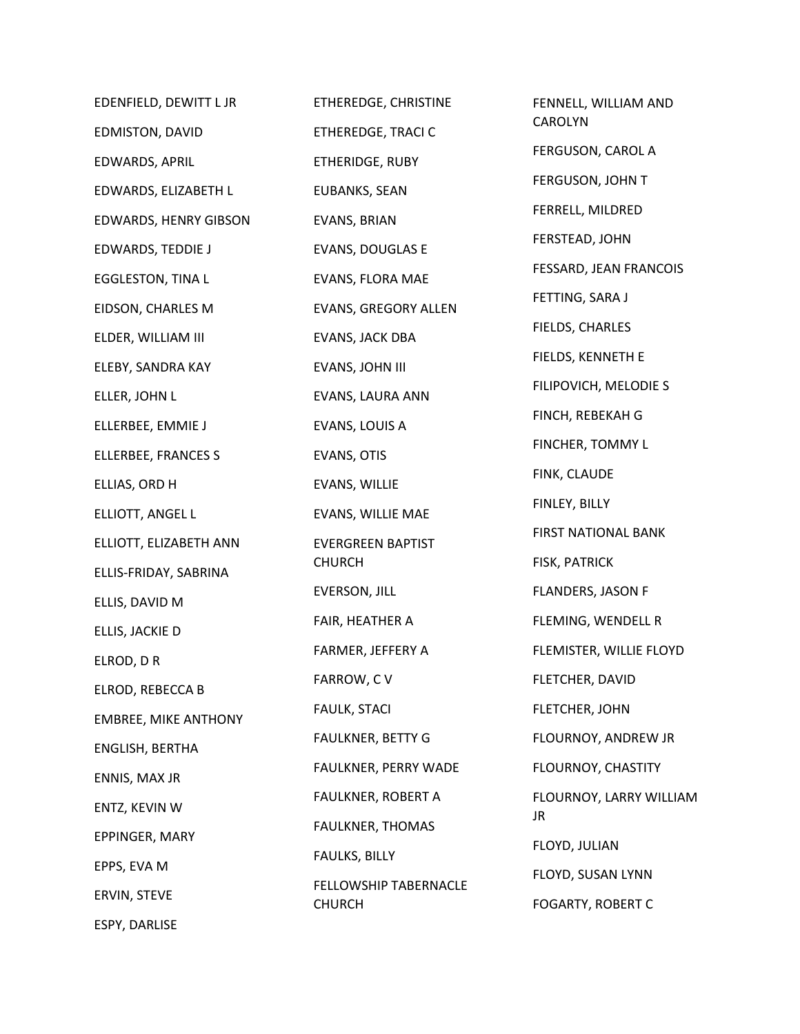EDENFIELD, DEWITT L JR

EDMISTON, DAVID

EDWARDS, APRIL

EDWARDS, ELIZABETH L

EDWARDS, HENRY GIBSON

EDWARDS, TEDDIE J

EGGLESTON, TINA L

EIDSON, CHARLES M

ELDER, WILLIAM III

ELEBY, SANDRA KAY

ELLER, JOHN L

ELLERBEE, EMMIE J

ELLERBEE, FRANCES S

ELLIAS, ORD H

ELLIOTT, ANGEL L

ELLIOTT, ELIZABETH ANN

ELLIS-FRIDAY, SABRINA

ELLIS, DAVID M

ELLIS, JACKIE D

ELROD, D R

ELROD, REBECCA B

EMBREE, MIKE ANTHONY

ENGLISH, BERTHA

ENNIS, MAX JR

ENTZ, KEVIN W

EPPINGER, MARY

EPPS, EVA M

ERVIN, STEVE

ESPY, DARLISE

ETHEREDGE, CHRISTINE

ETHEREDGE, TRACI C

ETHERIDGE, RUBY

EUBANKS, SEAN

EVANS, BRIAN

EVANS, DOUGLAS E

EVANS, FLORA MAE

EVANS, GREGORY ALLEN

EVANS, JACK DBA

EVANS, JOHN III

EVANS, LAURA ANN

EVANS, LOUIS A

EVANS, OTIS

EVANS, WILLIE

EVANS, WILLIE MAE

EVERGREEN BAPTIST CHURCH

EVERSON, JILL

FAIR, HEATHER A

FARMER, JEFFERY A

FARROW, C V

FAULK, STACI

FAULKNER, BETTY G

FAULKNER, PERRY WADE

FAULKNER, ROBERT A

FAULKNER, THOMAS

FAULKS, BILLY

FELLOWSHIP TABERNACLE CHURCH

FENNELL, WILLIAM AND CAROLYN

FERGUSON, CAROL A

FERGUSON, JOHN T

FERRELL, MILDRED

FERSTEAD, JOHN

FESSARD, JEAN FRANCOIS

FETTING, SARA J

FIELDS, CHARLES

FIELDS, KENNETH E

FILIPOVICH, MELODIE S

FINCH, REBEKAH G

FINCHER, TOMMY L

FINK, CLAUDE

FINLEY, BILLY

FIRST NATIONAL BANK

FISK, PATRICK

FLANDERS, JASON F

FLEMING, WENDELL R

FLEMISTER, WILLIE FLOYD

FLETCHER, DAVID

FLETCHER, JOHN

FLOURNOY, ANDREW JR

FLOURNOY, CHASTITY

FLOURNOY, LARRY WILLIAM JR

FLOYD, JULIAN

FLOYD, SUSAN LYNN

FOGARTY, ROBERT C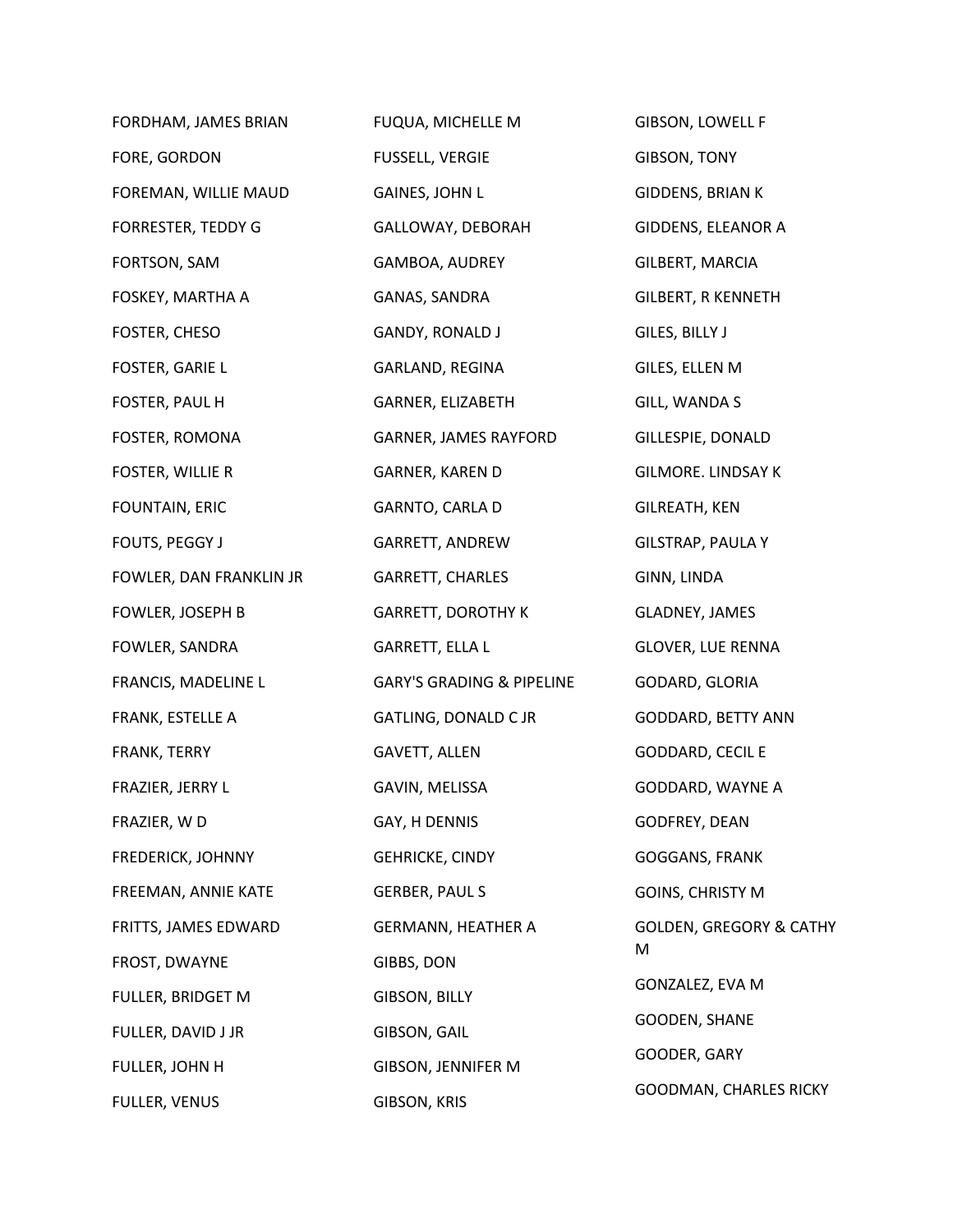FORDHAM, JAMES BRIAN

FORE, GORDON

FOREMAN, WILLIE MAUD

FORRESTER, TEDDY G

FORTSON, SAM

FOSKEY, MARTHA A

FOSTER, CHESO

FOSTER, GARIE L

FOSTER, PAUL H

FOSTER, ROMONA

FOSTER, WILLIE R

FOUNTAIN, ERIC

FOUTS, PEGGY J

FOWLER, DAN FRANKLIN JR

FOWLER, JOSEPH B

FOWLER, SANDRA

FRANCIS, MADELINE L

FRANK, ESTELLE A

FRANK, TERRY

FRAZIER, JERRY L

FRAZIER, W D

FREDERICK, JOHNNY

FREEMAN, ANNIE KATE

FRITTS, JAMES EDWARD

FROST, DWAYNE

FULLER, BRIDGET M

FULLER, DAVID J JR

FULLER, JOHN H

FULLER, VENUS

FUQUA, MICHELLE M

FUSSELL, VERGIE

GAINES, JOHN L

GALLOWAY, DEBORAH

GAMBOA, AUDREY

GANAS, SANDRA

GANDY, RONALD J

GARLAND, REGINA

GARNER, ELIZABETH

GARNER, JAMES RAYFORD

GARNER, KAREN D

GARNTO, CARLA D

GARRETT, ANDREW

GARRETT, CHARLES

GARRETT, DOROTHY K

GARRETT, ELLA L

GARY'S GRADING & PIPELINE

GATLING, DONALD C JR

GAVETT, ALLEN

GAVIN, MELISSA

GAY, H DENNIS

GEHRICKE, CINDY

GERBER, PAUL S

GERMANN, HEATHER A

GIBBS, DON

GIBSON, BILLY

GIBSON, GAIL

GIBSON, JENNIFER M

GIBSON, KRIS

GIBSON, LOWELL F

GIBSON, TONY

GIDDENS, BRIAN K

GIDDENS, ELEANOR A

GILBERT, MARCIA

GILBERT, R KENNETH

GILES, BILLY J

GILES, ELLEN M

GILL, WANDA S

GILLESPIE, DONALD

GILMORE. LINDSAY K

GILREATH, KEN

GILSTRAP, PAULA Y

GINN, LINDA

GLADNEY, JAMES

GLOVER, LUE RENNA

GODARD, GLORIA

GODDARD, BETTY ANN

GODDARD, CECIL E

GODDARD, WAYNE A

GODFREY, DEAN

GOGGANS, FRANK

GOINS, CHRISTY M

GOLDEN, GREGORY & CATHY M

GONZALEZ, EVA M

GOODEN, SHANE

GOODER, GARY

GOODMAN, CHARLES RICKY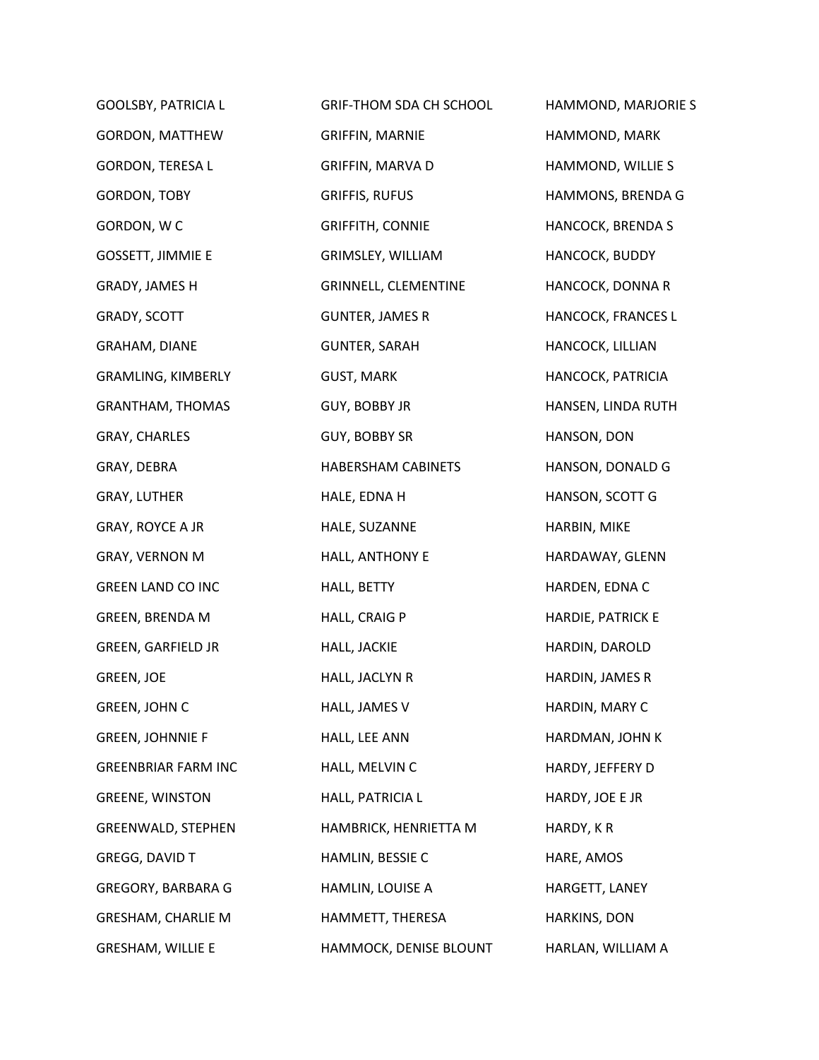GOOLSBY, PATRICIA L

GORDON, MATTHEW

GORDON, TERESA L

GORDON, TOBY

GORDON, W C

GOSSETT, JIMMIE E

GRADY, JAMES H

GRADY, SCOTT

GRAHAM, DIANE

GRAMLING, KIMBERLY

GRANTHAM, THOMAS

GRAY, CHARLES

GRAY, DEBRA

GRAY, LUTHER

GRAY, ROYCE A JR

GRAY, VERNON M

GREEN LAND CO INC

GREEN, BRENDA M

GREEN, GARFIELD JR

GREEN, JOE

GREEN, JOHN C

GREEN, JOHNNIE F

GREENBRIAR FARM INC

GREENE, WINSTON

GREENWALD, STEPHEN

GREGG, DAVID T

GREGORY, BARBARA G

GRESHAM, CHARLIE M

GRESHAM, WILLIE E

GRIF-THOM SDA CH SCHOOL

GRIFFIN, MARNIE

GRIFFIN, MARVA D

GRIFFIS, RUFUS

GRIFFITH, CONNIE

GRIMSLEY, WILLIAM

GRINNELL, CLEMENTINE

GUNTER, JAMES R

GUNTER, SARAH

GUST, MARK

GUY, BOBBY JR

GUY, BOBBY SR

HABERSHAM CABINETS

HALE, EDNA H

HALE, SUZANNE

HALL, ANTHONY E

HALL, BETTY

HALL, CRAIG P

HALL, JACKIE

HALL, JACLYN R

HALL, JAMES V

HALL, LEE ANN

HALL, MELVIN C

HALL, PATRICIA L

HAMBRICK, HENRIETTA M

HAMLIN, BESSIE C

HAMLIN, LOUISE A

HAMMETT, THERESA

HAMMOCK, DENISE BLOUNT

HAMMOND, MARJORIE S

HAMMOND, MARK

HAMMOND, WILLIE S

HAMMONS, BRENDA G

HANCOCK, BRENDA S

HANCOCK, BUDDY

HANCOCK, DONNA R

HANCOCK, FRANCES L

HANCOCK, LILLIAN

HANCOCK, PATRICIA

HANSEN, LINDA RUTH

HANSON, DON

HANSON, DONALD G

HANSON, SCOTT G

HARBIN, MIKE

HARDAWAY, GLENN

HARDEN, EDNA C

HARDIE, PATRICK E

HARDIN, DAROLD

HARDIN, JAMES R

HARDIN, MARY C

HARDMAN, JOHN K

HARDY, JEFFERY D

HARDY, JOE E JR

HARDY, K R

HARE, AMOS

HARGETT, LANEY

HARKINS, DON

HARLAN, WILLIAM A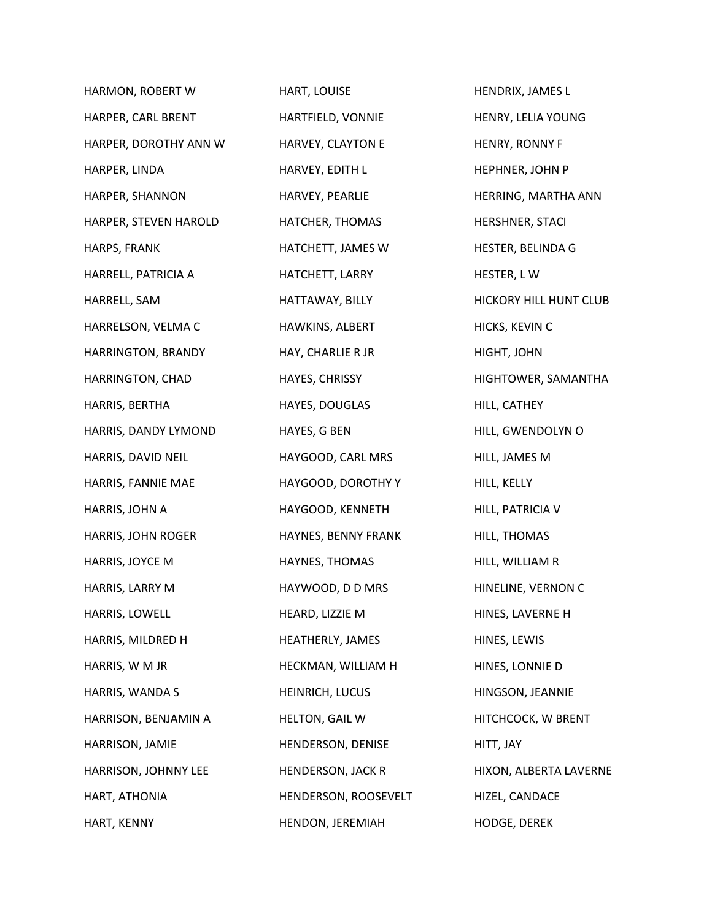HARMON, ROBERT W
HARPER, CARL BRENT
HARPER, DOROTHY ANN W
HARPER, LINDA
HARPER, SHANNON
HARPER, STEVEN HAROLD
HARPS, FRANK
HARRELL, PATRICIA A
HARRELL, SAM
HARRELSON, VELMA C
HARRINGTON, BRANDY
HARRINGTON, CHAD
HARRIS, BERTHA
HARRIS, DANDY LYMOND
HARRIS, DAVID NEIL
HARRIS, FANNIE MAE
HARRIS, JOHN A
HARRIS, JOHN ROGER
HARRIS, JOYCE M
HARRIS, LARRY M
HARRIS, LOWELL
HARRIS, MILDRED H
HARRIS, W M JR
HARRIS, WANDA S
HARRISON, BENJAMIN A
HARRISON, JAMIE
HARRISON, JOHNNY LEE
HART, ATHONIA
HART, KENNY
HART, LOUISE
HARTFIELD, VONNIE
HARVEY, CLAYTON E
HARVEY, EDITH L
HARVEY, PEARLIE
HATCHER, THOMAS
HATCHETT, JAMES W
HATCHETT, LARRY
HATTAWAY, BILLY
HAWKINS, ALBERT
HAY, CHARLIE R JR
HAYES, CHRISSY
HAYES, DOUGLAS
HAYES, G BEN
HAYGOOD, CARL MRS
HAYGOOD, DOROTHY Y
HAYGOOD, KENNETH
HAYNES, BENNY FRANK
HAYNES, THOMAS
HAYWOOD, D D MRS
HEARD, LIZZIE M
HEATHERLY, JAMES
HECKMAN, WILLIAM H
HEINRICH, LUCUS
HELTON, GAIL W
HENDERSON, DENISE
HENDERSON, JACK R
HENDERSON, ROOSEVELT
HENDON, JEREMIAH
HENDRIX, JAMES L
HENRY, LELIA YOUNG
HENRY, RONNY F
HEPHNER, JOHN P
HERRING, MARTHA ANN
HERSHNER, STACI
HESTER, BELINDA G
HESTER, L W
HICKORY HILL HUNT CLUB
HICKS, KEVIN C
HIGHT, JOHN
HIGHTOWER, SAMANTHA
HILL, CATHEY
HILL, GWENDOLYN O
HILL, JAMES M
HILL, KELLY
HILL, PATRICIA V
HILL, THOMAS
HILL, WILLIAM R
HINELINE, VERNON C
HINES, LAVERNE H
HINES, LEWIS
HINES, LONNIE D
HINGSON, JEANNIE
HITCHCOCK, W BRENT
HITT, JAY
HIXON, ALBERTA LAVERNE
HIZEL, CANDACE
HODGE, DEREK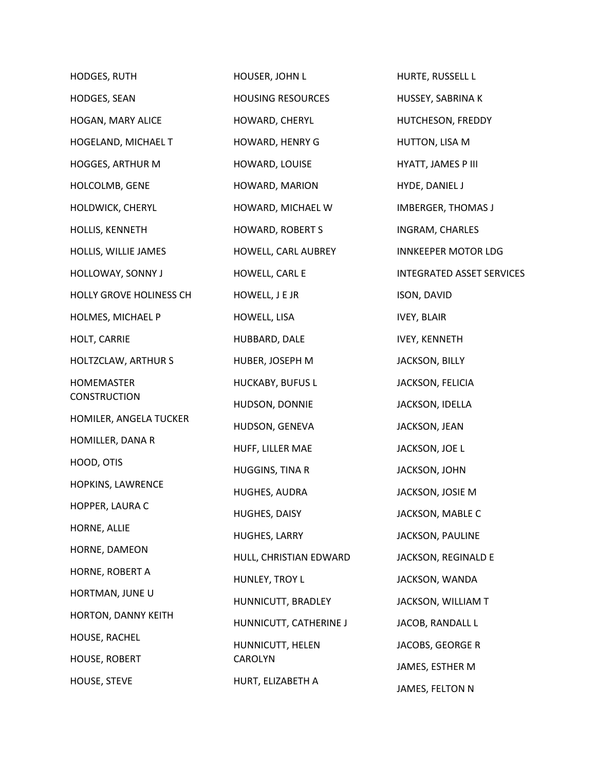HODGES, RUTH

HODGES, SEAN

HOGAN, MARY ALICE

HOGELAND, MICHAEL T

HOGGES, ARTHUR M

HOLCOLMB, GENE

HOLDWICK, CHERYL

HOLLIS, KENNETH

HOLLIS, WILLIE JAMES

HOLLOWAY, SONNY J

HOLLY GROVE HOLINESS CH

HOLMES, MICHAEL P

HOLT, CARRIE

HOLTZCLAW, ARTHUR S

HOMEMASTER CONSTRUCTION

HOMILER, ANGELA TUCKER

HOMILLER, DANA R

HOOD, OTIS

HOPKINS, LAWRENCE

HOPPER, LAURA C

HORNE, ALLIE

HORNE, DAMEON

HORNE, ROBERT A

HORTMAN, JUNE U

HORTON, DANNY KEITH

HOUSE, RACHEL

HOUSE, ROBERT

HOUSE, STEVE

HOUSER, JOHN L

HOUSING RESOURCES

HOWARD, CHERYL

HOWARD, HENRY G

HOWARD, LOUISE

HOWARD, MARION

HOWARD, MICHAEL W

HOWARD, ROBERT S

HOWELL, CARL AUBREY

HOWELL, CARL E

HOWELL, J E JR

HOWELL, LISA

HUBBARD, DALE

HUBER, JOSEPH M

HUCKABY, BUFUS L

HUDSON, DONNIE

HUDSON, GENEVA

HUFF, LILLER MAE

HUGGINS, TINA R

HUGHES, AUDRA

HUGHES, DAISY

HUGHES, LARRY

HULL, CHRISTIAN EDWARD

HUNLEY, TROY L

HUNNICUTT, BRADLEY

HUNNICUTT, CATHERINE J

HUNNICUTT, HELEN CAROLYN

HURT, ELIZABETH A

HURTE, RUSSELL L

HUSSEY, SABRINA K

HUTCHESON, FREDDY

HUTTON, LISA M

HYATT, JAMES P III

HYDE, DANIEL J

IMBERGER, THOMAS J

INGRAM, CHARLES

INNKEEPER MOTOR LDG

INTEGRATED ASSET SERVICES

ISON, DAVID

IVEY, BLAIR

IVEY, KENNETH

JACKSON, BILLY

JACKSON, FELICIA

JACKSON, IDELLA

JACKSON, JEAN

JACKSON, JOE L

JACKSON, JOHN

JACKSON, JOSIE M

JACKSON, MABLE C

JACKSON, PAULINE

JACKSON, REGINALD E

JACKSON, WANDA

JACKSON, WILLIAM T

JACOB, RANDALL L

JACOBS, GEORGE R

JAMES, ESTHER M

JAMES, FELTON N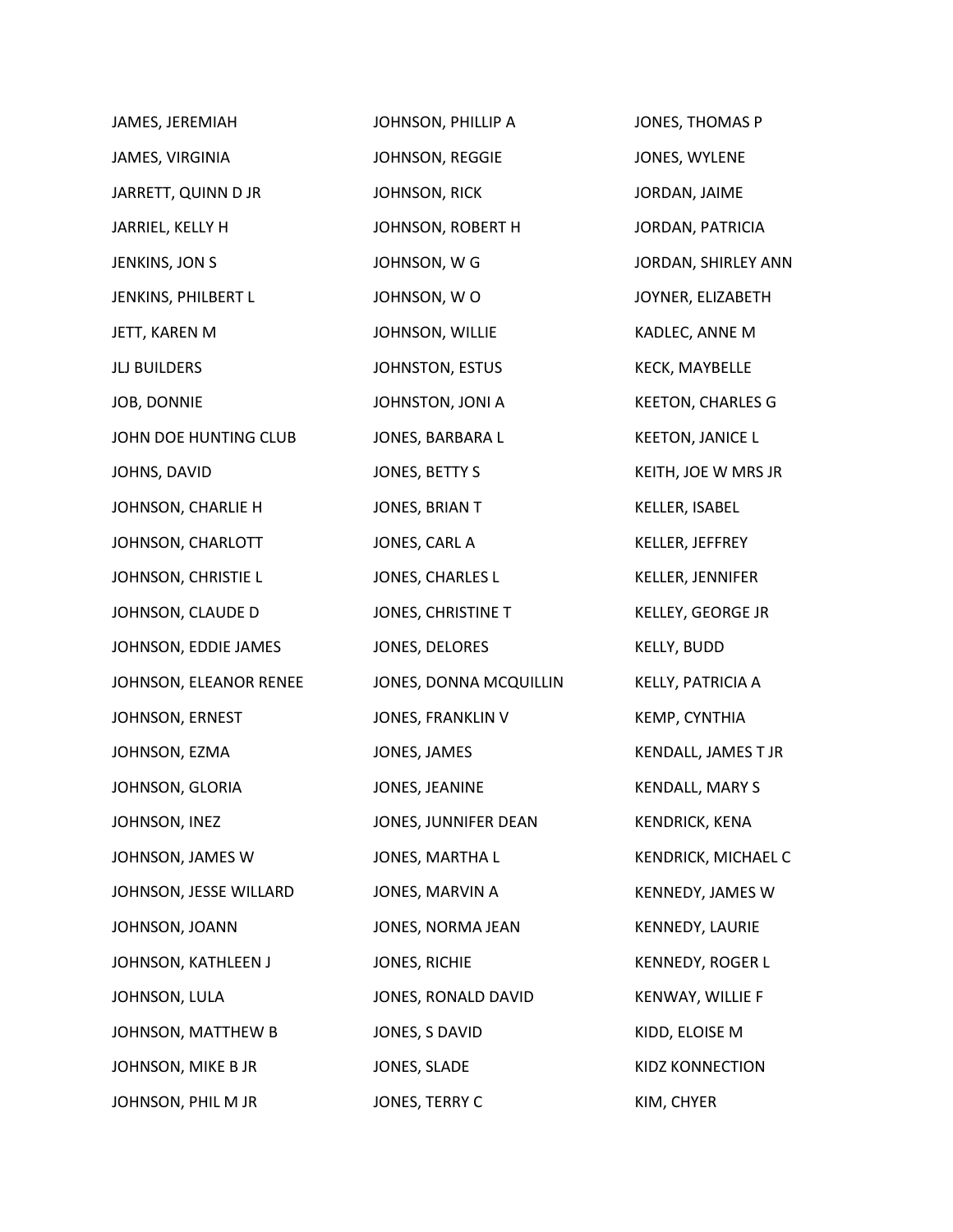JAMES, JEREMIAH
JAMES, VIRGINIA
JARRETT, QUINN D JR
JARRIEL, KELLY H
JENKINS, JON S
JENKINS, PHILBERT L
JETT, KAREN M
JLJ BUILDERS
JOB, DONNIE
JOHN DOE HUNTING CLUB
JOHNS, DAVID
JOHNSON, CHARLIE H
JOHNSON, CHARLOTT
JOHNSON, CHRISTIE L
JOHNSON, CLAUDE D
JOHNSON, EDDIE JAMES
JOHNSON, ELEANOR RENEE
JOHNSON, ERNEST
JOHNSON, EZMA
JOHNSON, GLORIA
JOHNSON, INEZ
JOHNSON, JAMES W
JOHNSON, JESSE WILLARD
JOHNSON, JOANN
JOHNSON, KATHLEEN J
JOHNSON, LULA
JOHNSON, MATTHEW B
JOHNSON, MIKE B JR
JOHNSON, PHIL M JR
JOHNSON, PHILLIP A
JOHNSON, REGGIE
JOHNSON, RICK
JOHNSON, ROBERT H
JOHNSON, W G
JOHNSON, W O
JOHNSON, WILLIE
JOHNSTON, ESTUS
JOHNSTON, JONI A
JONES, BARBARA L
JONES, BETTY S
JONES, BRIAN T
JONES, CARL A
JONES, CHARLES L
JONES, CHRISTINE T
JONES, DELORES
JONES, DONNA MCQUILLIN
JONES, FRANKLIN V
JONES, JAMES
JONES, JEANINE
JONES, JUNNIFER DEAN
JONES, MARTHA L
JONES, MARVIN A
JONES, NORMA JEAN
JONES, RICHIE
JONES, RONALD DAVID
JONES, S DAVID
JONES, SLADE
JONES, TERRY C
JONES, THOMAS P
JONES, WYLENE
JORDAN, JAIME
JORDAN, PATRICIA
JORDAN, SHIRLEY ANN
JOYNER, ELIZABETH
KADLEC, ANNE M
KECK, MAYBELLE
KEETON, CHARLES G
KEETON, JANICE L
KEITH, JOE W MRS JR
KELLER, ISABEL
KELLER, JEFFREY
KELLER, JENNIFER
KELLEY, GEORGE JR
KELLY, BUDD
KELLY, PATRICIA A
KEMP, CYNTHIA
KENDALL, JAMES T JR
KENDALL, MARY S
KENDRICK, KENA
KENDRICK, MICHAEL C
KENNEDY, JAMES W
KENNEDY, LAURIE
KENNEDY, ROGER L
KENWAY, WILLIE F
KIDD, ELOISE M
KIDZ KONNECTION
KIM, CHYER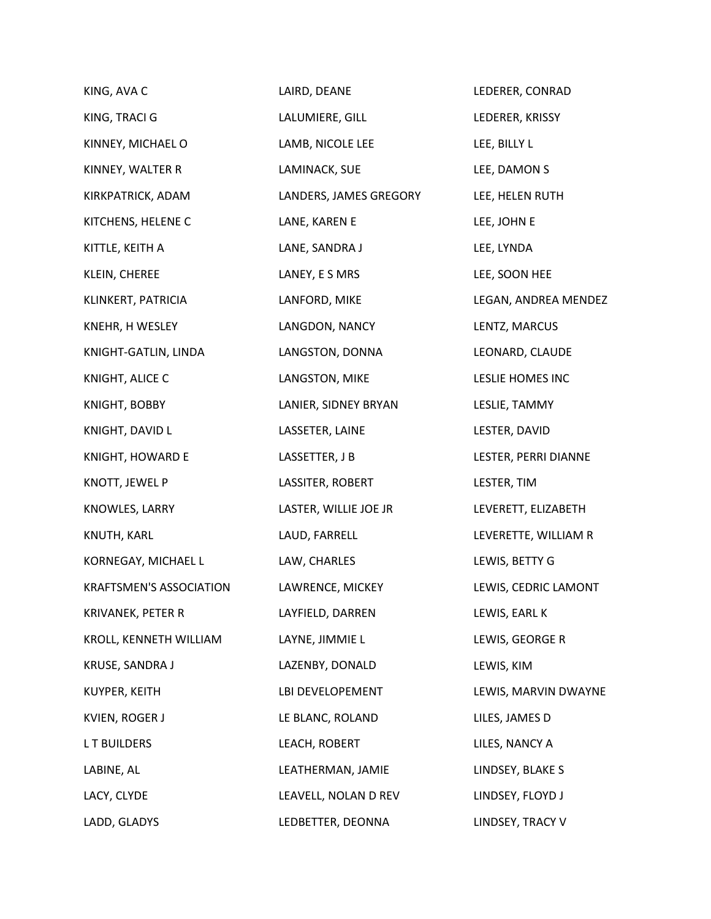KING, AVA C
KING, TRACI G
KINNEY, MICHAEL O
KINNEY, WALTER R
KIRKPATRICK, ADAM
KITCHENS, HELENE C
KITTLE, KEITH A
KLEIN, CHEREE
KLINKERT, PATRICIA
KNEHR, H WESLEY
KNIGHT-GATLIN, LINDA
KNIGHT, ALICE C
KNIGHT, BOBBY
KNIGHT, DAVID L
KNIGHT, HOWARD E
KNOTT, JEWEL P
KNOWLES, LARRY
KNUTH, KARL
KORNEGAY, MICHAEL L
KRAFTSMEN'S ASSOCIATION
KRIVANEK, PETER R
KROLL, KENNETH WILLIAM
KRUSE, SANDRA J
KUYPER, KEITH
KVIEN, ROGER J
L T BUILDERS
LABINE, AL
LACY, CLYDE
LADD, GLADYS
LAIRD, DEANE
LALUMIERE, GILL
LAMB, NICOLE LEE
LAMINACK, SUE
LANDERS, JAMES GREGORY
LANE, KAREN E
LANE, SANDRA J
LANEY, E S MRS
LANFORD, MIKE
LANGDON, NANCY
LANGSTON, DONNA
LANGSTON, MIKE
LANIER, SIDNEY BRYAN
LASSETER, LAINE
LASSETTER, J B
LASSITER, ROBERT
LASTER, WILLIE JOE JR
LAUD, FARRELL
LAW, CHARLES
LAWRENCE, MICKEY
LAYFIELD, DARREN
LAYNE, JIMMIE L
LAZENBY, DONALD
LBI DEVELOPEMENT
LE BLANC, ROLAND
LEACH, ROBERT
LEATHERMAN, JAMIE
LEAVELL, NOLAN D REV
LEDBETTER, DEONNA
LEDERER, CONRAD
LEDERER, KRISSY
LEE, BILLY L
LEE, DAMON S
LEE, HELEN RUTH
LEE, JOHN E
LEE, LYNDA
LEE, SOON HEE
LEGAN, ANDREA MENDEZ
LENTZ, MARCUS
LEONARD, CLAUDE
LESLIE HOMES INC
LESLIE, TAMMY
LESTER, DAVID
LESTER, PERRI DIANNE
LESTER, TIM
LEVERETT, ELIZABETH
LEVERETTE, WILLIAM R
LEWIS, BETTY G
LEWIS, CEDRIC LAMONT
LEWIS, EARL K
LEWIS, GEORGE R
LEWIS, KIM
LEWIS, MARVIN DWAYNE
LILES, JAMES D
LILES, NANCY A
LINDSEY, BLAKE S
LINDSEY, FLOYD J
LINDSEY, TRACY V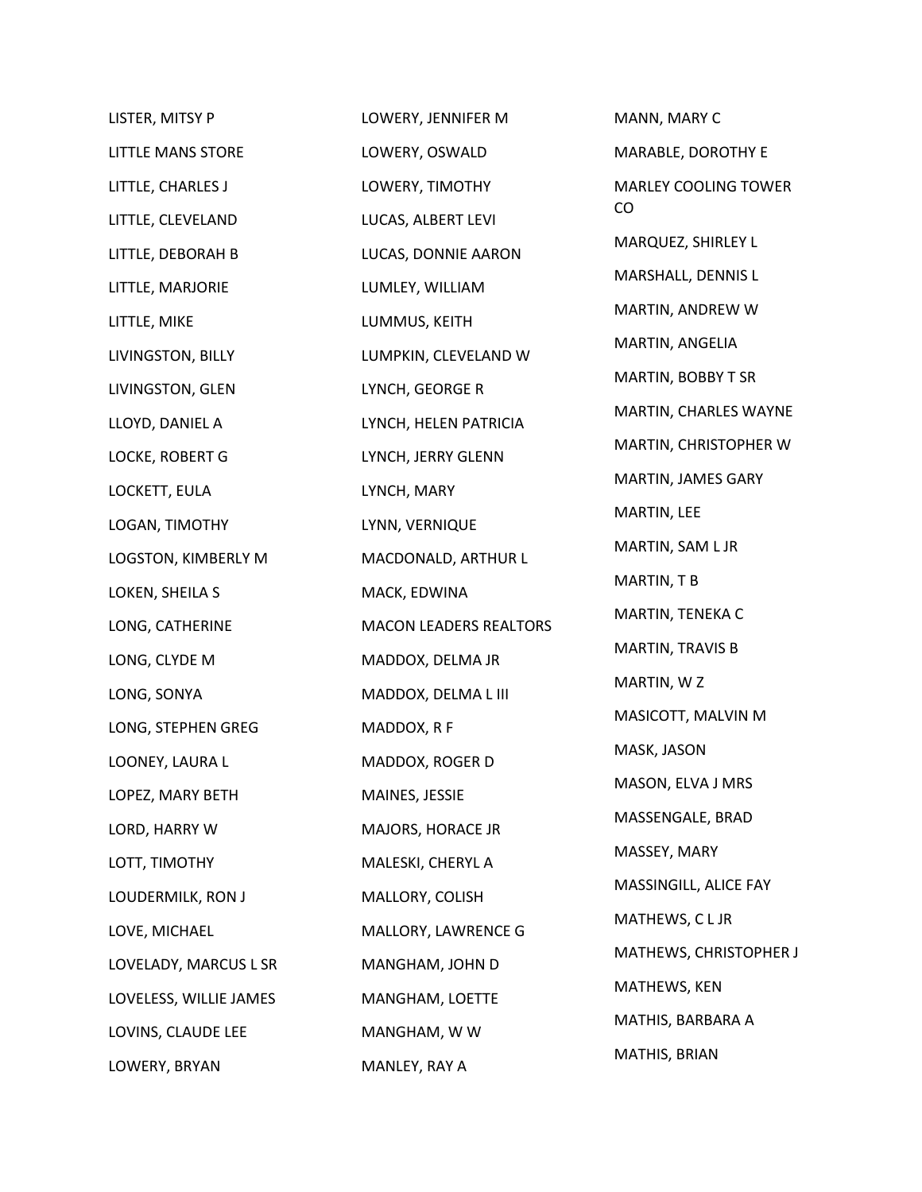LISTER, MITSY P

LITTLE MANS STORE

LITTLE, CHARLES J

LITTLE, CLEVELAND

LITTLE, DEBORAH B

LITTLE, MARJORIE

LITTLE, MIKE

LIVINGSTON, BILLY

LIVINGSTON, GLEN

LLOYD, DANIEL A

LOCKE, ROBERT G

LOCKETT, EULA

LOGAN, TIMOTHY

LOGSTON, KIMBERLY M

LOKEN, SHEILA S

LONG, CATHERINE

LONG, CLYDE M

LONG, SONYA

LONG, STEPHEN GREG

LOONEY, LAURA L

LOPEZ, MARY BETH

LORD, HARRY W

LOTT, TIMOTHY

LOUDERMILK, RON J

LOVE, MICHAEL

LOVELADY, MARCUS L SR

LOVELESS, WILLIE JAMES

LOVINS, CLAUDE LEE

LOWERY, BRYAN

LOWERY, JENNIFER M

LOWERY, OSWALD

LOWERY, TIMOTHY

LUCAS, ALBERT LEVI

LUCAS, DONNIE AARON

LUMLEY, WILLIAM

LUMMUS, KEITH

LUMPKIN, CLEVELAND W

LYNCH, GEORGE R

LYNCH, HELEN PATRICIA

LYNCH, JERRY GLENN

LYNCH, MARY

LYNN, VERNIQUE

MACDONALD, ARTHUR L

MACK, EDWINA

MACON LEADERS REALTORS

MADDOX, DELMA JR

MADDOX, DELMA L III

MADDOX, R F

MADDOX, ROGER D

MAINES, JESSIE

MAJORS, HORACE JR

MALESKI, CHERYL A

MALLORY, COLISH

MALLORY, LAWRENCE G

MANGHAM, JOHN D

MANGHAM, LOETTE

MANGHAM, W W

MANLEY, RAY A

MANN, MARY C

MARABLE, DOROTHY E

MARLEY COOLING TOWER CO

MARQUEZ, SHIRLEY L

MARSHALL, DENNIS L

MARTIN, ANDREW W

MARTIN, ANGELIA

MARTIN, BOBBY T SR

MARTIN, CHARLES WAYNE

MARTIN, CHRISTOPHER W

MARTIN, JAMES GARY

MARTIN, LEE

MARTIN, SAM L JR

MARTIN, T B

MARTIN, TENEKA C

MARTIN, TRAVIS B

MARTIN, W Z

MASICOTT, MALVIN M

MASK, JASON

MASON, ELVA J MRS

MASSENGALE, BRAD

MASSEY, MARY

MASSINGILL, ALICE FAY

MATHEWS, C L JR

MATHEWS, CHRISTOPHER J

MATHEWS, KEN

MATHIS, BARBARA A

MATHIS, BRIAN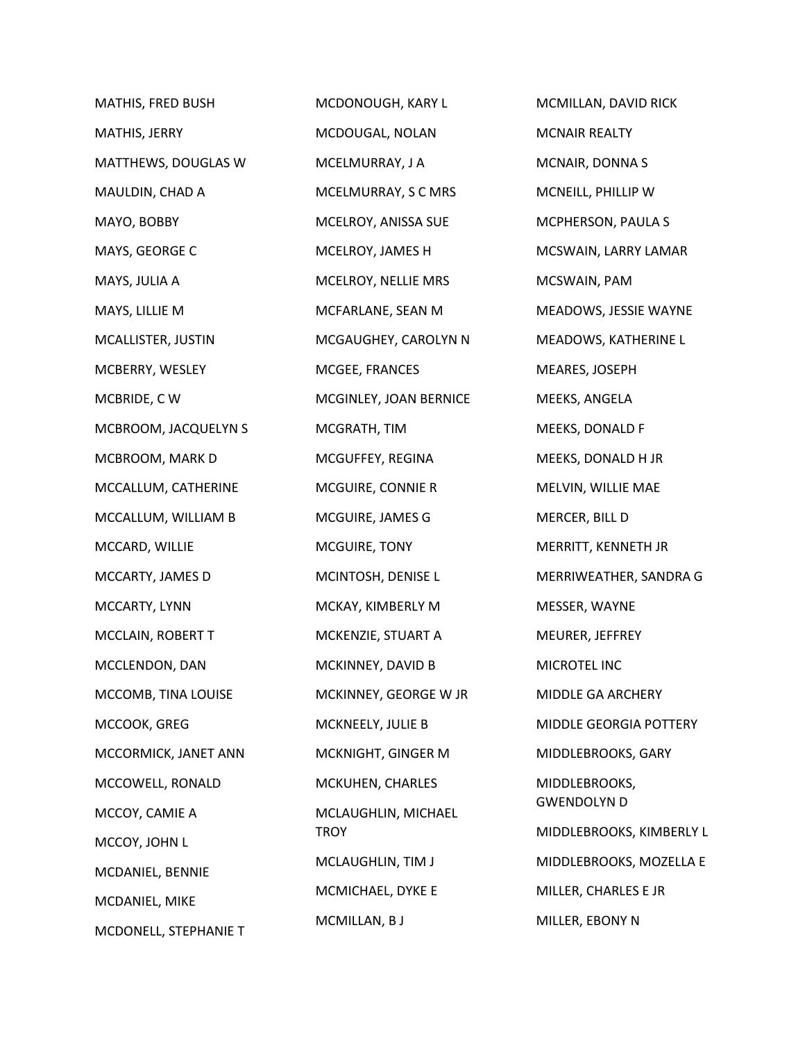MATHIS, FRED BUSH

MATHIS, JERRY

MATTHEWS, DOUGLAS W

MAULDIN, CHAD A

MAYO, BOBBY

MAYS, GEORGE C

MAYS, JULIA A

MAYS, LILLIE M

MCALLISTER, JUSTIN

MCBERRY, WESLEY

MCBRIDE, C W

MCBROOM, JACQUELYN S

MCBROOM, MARK D

MCCALLUM, CATHERINE

MCCALLUM, WILLIAM B

MCCARD, WILLIE

MCCARTY, JAMES D

MCCARTY, LYNN

MCCLAIN, ROBERT T

MCCLENDON, DAN

MCCOMB, TINA LOUISE

MCCOOK, GREG

MCCORMICK, JANET ANN

MCCOWELL, RONALD

MCCOY, CAMIE A

MCCOY, JOHN L

MCDANIEL, BENNIE

MCDANIEL, MIKE

MCDONELL, STEPHANIE T

MCDONOUGH, KARY L

MCDOUGAL, NOLAN

MCELMURRAY, J A

MCELMURRAY, S C MRS

MCELROY, ANISSA SUE

MCELROY, JAMES H

MCELROY, NELLIE MRS

MCFARLANE, SEAN M

MCGAUGHEY, CAROLYN N

MCGEE, FRANCES

MCGINLEY, JOAN BERNICE

MCGRATH, TIM

MCGUFFEY, REGINA

MCGUIRE, CONNIE R

MCGUIRE, JAMES G

MCGUIRE, TONY

MCINTOSH, DENISE L

MCKAY, KIMBERLY M

MCKENZIE, STUART A

MCKINNEY, DAVID B

MCKINNEY, GEORGE W JR

MCKNEELY, JULIE B

MCKNIGHT, GINGER M

MCKUHEN, CHARLES

MCLAUGHLIN, MICHAEL TROY

MCLAUGHLIN, TIM J

MCMICHAEL, DYKE E

MCMILLAN, B J

MCMILLAN, DAVID RICK

MCNAIR REALTY

MCNAIR, DONNA S

MCNEILL, PHILLIP W

MCPHERSON, PAULA S

MCSWAIN, LARRY LAMAR

MCSWAIN, PAM

MEADOWS, JESSIE WAYNE

MEADOWS, KATHERINE L

MEARES, JOSEPH

MEEKS, ANGELA

MEEKS, DONALD F

MEEKS, DONALD H JR

MELVIN, WILLIE MAE

MERCER, BILL D

MERRITT, KENNETH JR

MERRIWEATHER, SANDRA G

MESSER, WAYNE

MEURER, JEFFREY

MICROTEL INC

MIDDLE GA ARCHERY

MIDDLE GEORGIA POTTERY

MIDDLEBROOKS, GARY

MIDDLEBROOKS, GWENDOLYN D

MIDDLEBROOKS, KIMBERLY L

MIDDLEBROOKS, MOZELLA E

MILLER, CHARLES E JR

MILLER, EBONY N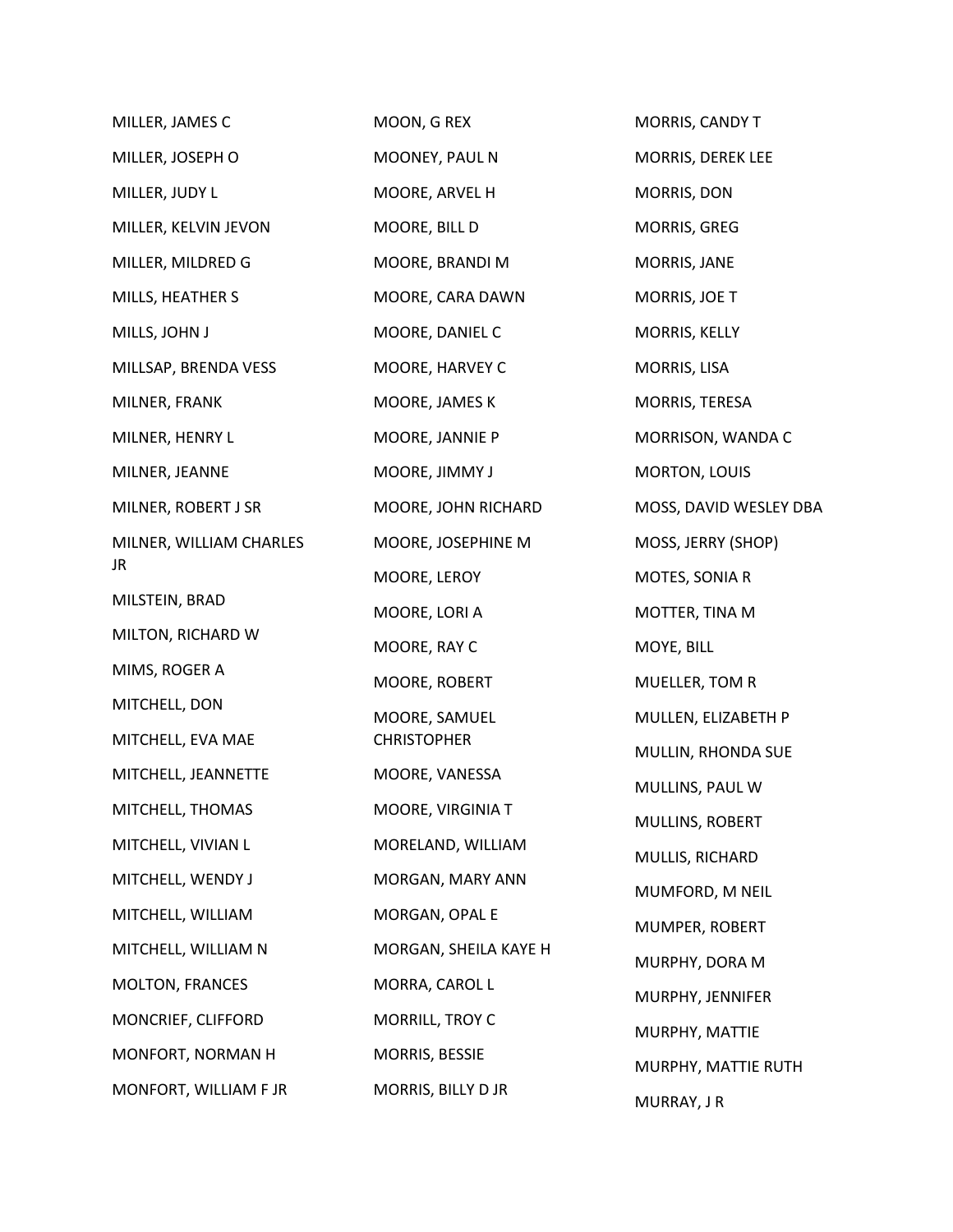MILLER, JAMES C

MILLER, JOSEPH O

MILLER, JUDY L

MILLER, KELVIN JEVON

MILLER, MILDRED G

MILLS, HEATHER S

MILLS, JOHN J

MILLSAP, BRENDA VESS

MILNER, FRANK

MILNER, HENRY L

MILNER, JEANNE

MILNER, ROBERT J SR

MILNER, WILLIAM CHARLES JR

MILSTEIN, BRAD

MILTON, RICHARD W

MIMS, ROGER A

MITCHELL, DON

MITCHELL, EVA MAE

MITCHELL, JEANNETTE

MITCHELL, THOMAS

MITCHELL, VIVIAN L

MITCHELL, WENDY J

MITCHELL, WILLIAM

MITCHELL, WILLIAM N

MOLTON, FRANCES

MONCRIEF, CLIFFORD

MONFORT, NORMAN H

MONFORT, WILLIAM F JR

MOON, G REX

MOONEY, PAUL N

MOORE, ARVEL H

MOORE, BILL D

MOORE, BRANDI M

MOORE, CARA DAWN

MOORE, DANIEL C

MOORE, HARVEY C

MOORE, JAMES K

MOORE, JANNIE P

MOORE, JIMMY J

MOORE, JOHN RICHARD

MOORE, JOSEPHINE M

MOORE, LEROY

MOORE, LORI A

MOORE, RAY C

MOORE, ROBERT

MOORE, SAMUEL CHRISTOPHER

MOORE, VANESSA

MOORE, VIRGINIA T

MORELAND, WILLIAM

MORGAN, MARY ANN

MORGAN, OPAL E

MORGAN, SHEILA KAYE H

MORRA, CAROL L

MORRILL, TROY C

MORRIS, BESSIE

MORRIS, BILLY D JR

MORRIS, CANDY T

MORRIS, DEREK LEE

MORRIS, DON

MORRIS, GREG

MORRIS, JANE

MORRIS, JOE T

MORRIS, KELLY

MORRIS, LISA

MORRIS, TERESA

MORRISON, WANDA C

MORTON, LOUIS

MOSS, DAVID WESLEY DBA

MOSS, JERRY (SHOP)

MOTES, SONIA R

MOTTER, TINA M

MOYE, BILL

MUELLER, TOM R

MULLEN, ELIZABETH P

MULLIN, RHONDA SUE

MULLINS, PAUL W

MULLINS, ROBERT

MULLIS, RICHARD

MUMFORD, M NEIL

MUMPER, ROBERT

MURPHY, DORA M

MURPHY, JENNIFER

MURPHY, MATTIE

MURPHY, MATTIE RUTH

MURRAY, J R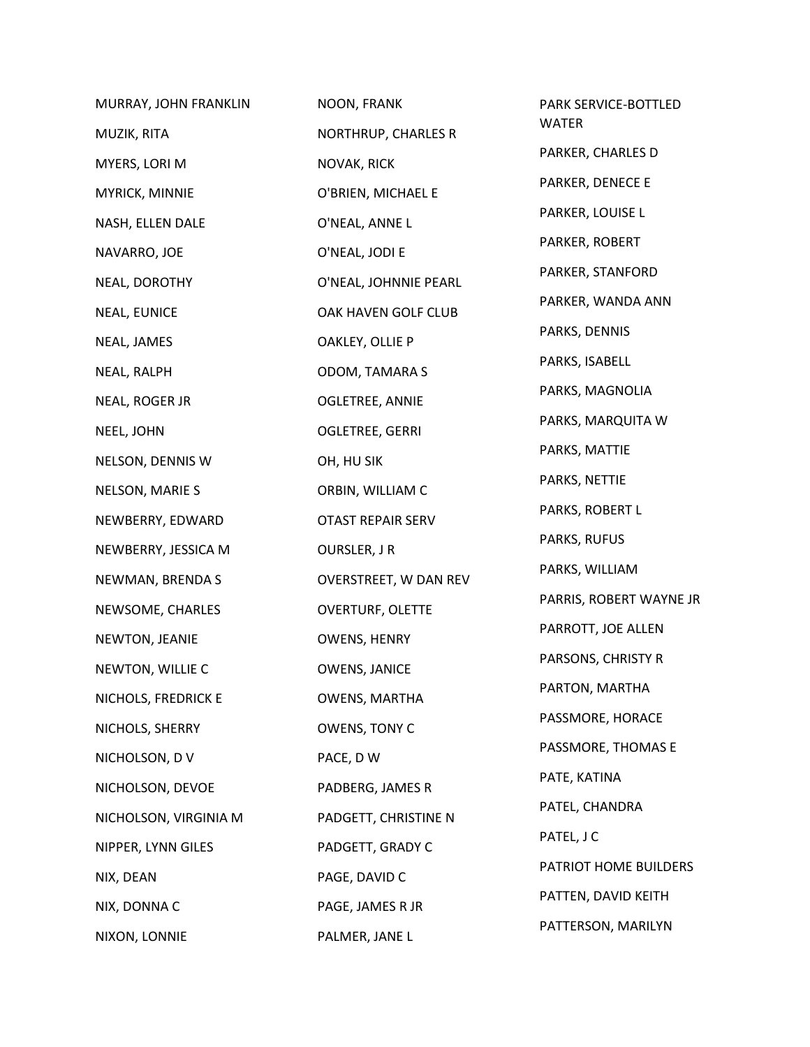MURRAY, JOHN FRANKLIN

MUZIK, RITA

MYERS, LORI M

MYRICK, MINNIE

NASH, ELLEN DALE

NAVARRO, JOE

NEAL, DOROTHY

NEAL, EUNICE

NEAL, JAMES

NEAL, RALPH

NEAL, ROGER JR

NEEL, JOHN

NELSON, DENNIS W

NELSON, MARIE S

NEWBERRY, EDWARD

NEWBERRY, JESSICA M

NEWMAN, BRENDA S

NEWSOME, CHARLES

NEWTON, JEANIE

NEWTON, WILLIE C

NICHOLS, FREDRICK E

NICHOLS, SHERRY

NICHOLSON, D V

NICHOLSON, DEVOE

NICHOLSON, VIRGINIA M

NIPPER, LYNN GILES

NIX, DEAN

NIX, DONNA C

NIXON, LONNIE

NOON, FRANK

NORTHRUP, CHARLES R

NOVAK, RICK

O'BRIEN, MICHAEL E

O'NEAL, ANNE L

O'NEAL, JODI E

O'NEAL, JOHNNIE PEARL

OAK HAVEN GOLF CLUB

OAKLEY, OLLIE P

ODOM, TAMARA S

OGLETREE, ANNIE

OGLETREE, GERRI

OH, HU SIK

ORBIN, WILLIAM C

OTAST REPAIR SERV

OURSLER, J R

OVERSTREET, W DAN REV

OVERTURF, OLETTE

OWENS, HENRY

OWENS, JANICE

OWENS, MARTHA

OWENS, TONY C

PACE, D W

PADBERG, JAMES R

PADGETT, CHRISTINE N

PADGETT, GRADY C

PAGE, DAVID C

PAGE, JAMES R JR

PALMER, JANE L

PARK SERVICE-BOTTLED WATER

PARKER, CHARLES D

PARKER, DENECE E

PARKER, LOUISE L

PARKER, ROBERT

PARKER, STANFORD

PARKER, WANDA ANN

PARKS, DENNIS

PARKS, ISABELL

PARKS, MAGNOLIA

PARKS, MARQUITA W

PARKS, MATTIE

PARKS, NETTIE

PARKS, ROBERT L

PARKS, RUFUS

PARKS, WILLIAM

PARRIS, ROBERT WAYNE JR

PARROTT, JOE ALLEN

PARSONS, CHRISTY R

PARTON, MARTHA

PASSMORE, HORACE

PASSMORE, THOMAS E

PATE, KATINA

PATEL, CHANDRA

PATEL, J C

PATRIOT HOME BUILDERS

PATTEN, DAVID KEITH

PATTERSON, MARILYN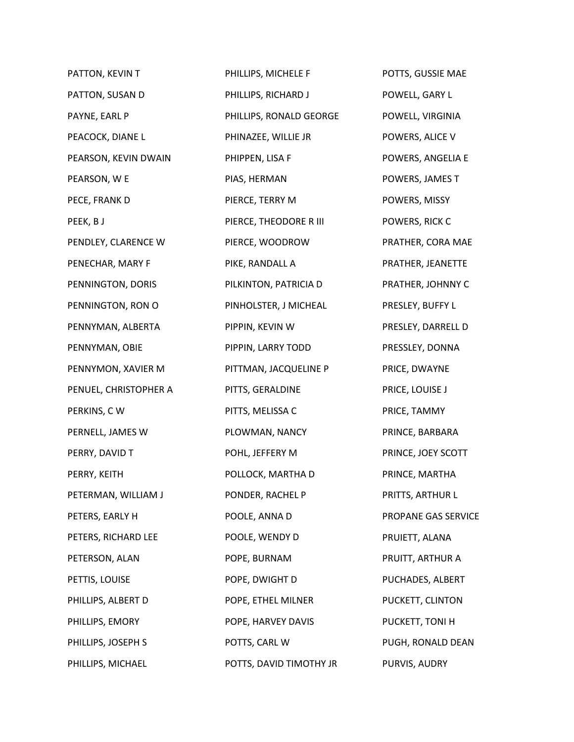PATTON, KEVIN T
PATTON, SUSAN D
PAYNE, EARL P
PEACOCK, DIANE L
PEARSON, KEVIN DWAIN
PEARSON, W E
PECE, FRANK D
PEEK, B J
PENDLEY, CLARENCE W
PENECHAR, MARY F
PENNINGTON, DORIS
PENNINGTON, RON O
PENNYMAN, ALBERTA
PENNYMAN, OBIE
PENNYMON, XAVIER M
PENUEL, CHRISTOPHER A
PERKINS, C W
PERNELL, JAMES W
PERRY, DAVID T
PERRY, KEITH
PETERMAN, WILLIAM J
PETERS, EARLY H
PETERS, RICHARD LEE
PETERSON, ALAN
PETTIS, LOUISE
PHILLIPS, ALBERT D
PHILLIPS, EMORY
PHILLIPS, JOSEPH S
PHILLIPS, MICHAEL
PHILLIPS, MICHELE F
PHILLIPS, RICHARD J
PHILLIPS, RONALD GEORGE
PHINAZEE, WILLIE JR
PHIPPEN, LISA F
PIAS, HERMAN
PIERCE, TERRY M
PIERCE, THEODORE R III
PIERCE, WOODROW
PIKE, RANDALL A
PILKINTON, PATRICIA D
PINHOLSTER, J MICHEAL
PIPPIN, KEVIN W
PIPPIN, LARRY TODD
PITTMAN, JACQUELINE P
PITTS, GERALDINE
PITTS, MELISSA C
PLOWMAN, NANCY
POHL, JEFFERY M
POLLOCK, MARTHA D
PONDER, RACHEL P
POOLE, ANNA D
POOLE, WENDY D
POPE, BURNAM
POPE, DWIGHT D
POPE, ETHEL MILNER
POPE, HARVEY DAVIS
POTTS, CARL W
POTTS, DAVID TIMOTHY JR
POTTS, GUSSIE MAE
POWELL, GARY L
POWELL, VIRGINIA
POWERS, ALICE V
POWERS, ANGELIA E
POWERS, JAMES T
POWERS, MISSY
POWERS, RICK C
PRATHER, CORA MAE
PRATHER, JEANETTE
PRATHER, JOHNNY C
PRESLEY, BUFFY L
PRESLEY, DARRELL D
PRESSLEY, DONNA
PRICE, DWAYNE
PRICE, LOUISE J
PRICE, TAMMY
PRINCE, BARBARA
PRINCE, JOEY SCOTT
PRINCE, MARTHA
PRITTS, ARTHUR L
PROPANE GAS SERVICE
PRUIETT, ALANA
PRUITT, ARTHUR A
PUCHADES, ALBERT
PUCKETT, CLINTON
PUCKETT, TONI H
PUGH, RONALD DEAN
PURVIS, AUDRY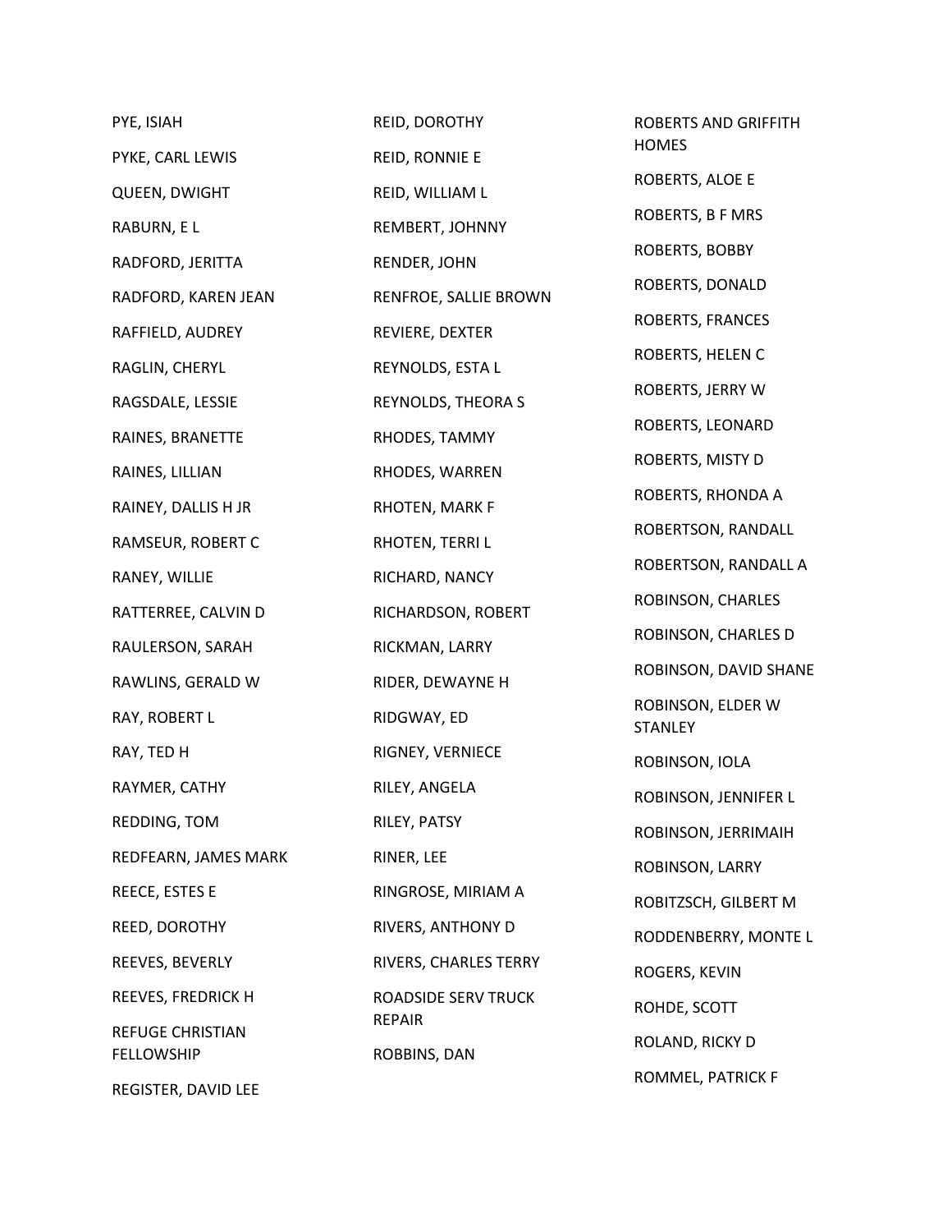PYE, ISIAH

PYKE, CARL LEWIS

QUEEN, DWIGHT

RABURN, E L

RADFORD, JERITTA

RADFORD, KAREN JEAN

RAFFIELD, AUDREY

RAGLIN, CHERYL

RAGSDALE, LESSIE

RAINES, BRANETTE

RAINES, LILLIAN

RAINEY, DALLIS H JR

RAMSEUR, ROBERT C

RANEY, WILLIE

RATTERREE, CALVIN D

RAULERSON, SARAH

RAWLINS, GERALD W

RAY, ROBERT L

RAY, TED H

RAYMER, CATHY

REDDING, TOM

REDFEARN, JAMES MARK

REECE, ESTES E

REED, DOROTHY

REEVES, BEVERLY

REEVES, FREDRICK H

REFUGE CHRISTIAN FELLOWSHIP

REGISTER, DAVID LEE

REID, DOROTHY

REID, RONNIE E

REID, WILLIAM L

REMBERT, JOHNNY

RENDER, JOHN

RENFROE, SALLIE BROWN

REVIERE, DEXTER

REYNOLDS, ESTA L

REYNOLDS, THEORA S

RHODES, TAMMY

RHODES, WARREN

RHOTEN, MARK F

RHOTEN, TERRI L

RICHARD, NANCY

RICHARDSON, ROBERT

RICKMAN, LARRY

RIDER, DEWAYNE H

RIDGWAY, ED

RIGNEY, VERNIECE

RILEY, ANGELA

RILEY, PATSY

RINER, LEE

RINGROSE, MIRIAM A

RIVERS, ANTHONY D

RIVERS, CHARLES TERRY

ROADSIDE SERV TRUCK REPAIR

ROBBINS, DAN

ROBERTS AND GRIFFITH HOMES

ROBERTS, ALOE E

ROBERTS, B F MRS

ROBERTS, BOBBY

ROBERTS, DONALD

ROBERTS, FRANCES

ROBERTS, HELEN C

ROBERTS, JERRY W

ROBERTS, LEONARD

ROBERTS, MISTY D

ROBERTS, RHONDA A

ROBERTSON, RANDALL

ROBERTSON, RANDALL A

ROBINSON, CHARLES

ROBINSON, CHARLES D

ROBINSON, DAVID SHANE

ROBINSON, ELDER W STANLEY

ROBINSON, IOLA

ROBINSON, JENNIFER L

ROBINSON, JERRIMAIH

ROBINSON, LARRY

ROBITZSCH, GILBERT M

RODDENBERRY, MONTE L

ROGERS, KEVIN

ROHDE, SCOTT

ROLAND, RICKY D

ROMMEL, PATRICK F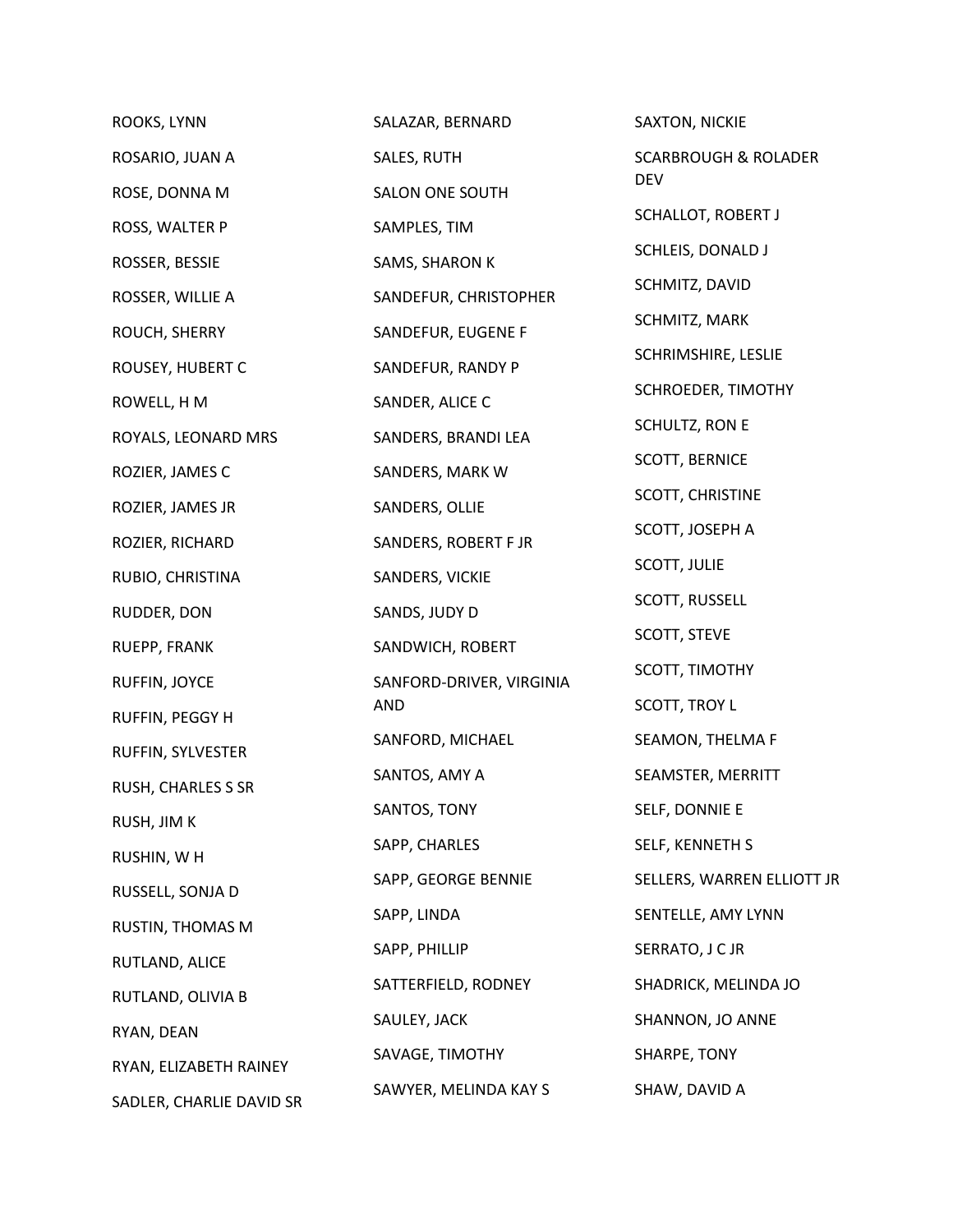ROOKS, LYNN

ROSARIO, JUAN A

ROSE, DONNA M

ROSS, WALTER P

ROSSER, BESSIE

ROSSER, WILLIE A

ROUCH, SHERRY

ROUSEY, HUBERT C

ROWELL, H M

ROYALS, LEONARD MRS

ROZIER, JAMES C

ROZIER, JAMES JR

ROZIER, RICHARD

RUBIO, CHRISTINA

RUDDER, DON

RUEPP, FRANK

RUFFIN, JOYCE

RUFFIN, PEGGY H

RUFFIN, SYLVESTER

RUSH, CHARLES S SR

RUSH, JIM K

RUSHIN, W H

RUSSELL, SONJA D

RUSTIN, THOMAS M

RUTLAND, ALICE

RUTLAND, OLIVIA B

RYAN, DEAN

RYAN, ELIZABETH RAINEY

SADLER, CHARLIE DAVID SR

SALAZAR, BERNARD

SALES, RUTH

SALON ONE SOUTH

SAMPLES, TIM

SAMS, SHARON K

SANDEFUR, CHRISTOPHER

SANDEFUR, EUGENE F

SANDEFUR, RANDY P

SANDER, ALICE C

SANDERS, BRANDI LEA

SANDERS, MARK W

SANDERS, OLLIE

SANDERS, ROBERT F JR

SANDERS, VICKIE

SANDS, JUDY D

SANDWICH, ROBERT

SANFORD-DRIVER, VIRGINIA AND

SANFORD, MICHAEL

SANTOS, AMY A

SANTOS, TONY

SAPP, CHARLES

SAPP, GEORGE BENNIE

SAPP, LINDA

SAPP, PHILLIP

SATTERFIELD, RODNEY

SAULEY, JACK

SAVAGE, TIMOTHY

SAWYER, MELINDA KAY S

SAXTON, NICKIE

SCARBROUGH & ROLADER DEV

SCHALLOT, ROBERT J

SCHLEIS, DONALD J

SCHMITZ, DAVID

SCHMITZ, MARK

SCHRIMSHIRE, LESLIE

SCHROEDER, TIMOTHY

SCHULTZ, RON E

SCOTT, BERNICE

SCOTT, CHRISTINE

SCOTT, JOSEPH A

SCOTT, JULIE

SCOTT, RUSSELL

SCOTT, STEVE

SCOTT, TIMOTHY

SCOTT, TROY L

SEAMON, THELMA F

SEAMSTER, MERRITT

SELF, DONNIE E

SELF, KENNETH S

SELLERS, WARREN ELLIOTT JR

SENTELLE, AMY LYNN

SERRATO, J C JR

SHADRICK, MELINDA JO

SHANNON, JO ANNE

SHARPE, TONY

SHAW, DAVID A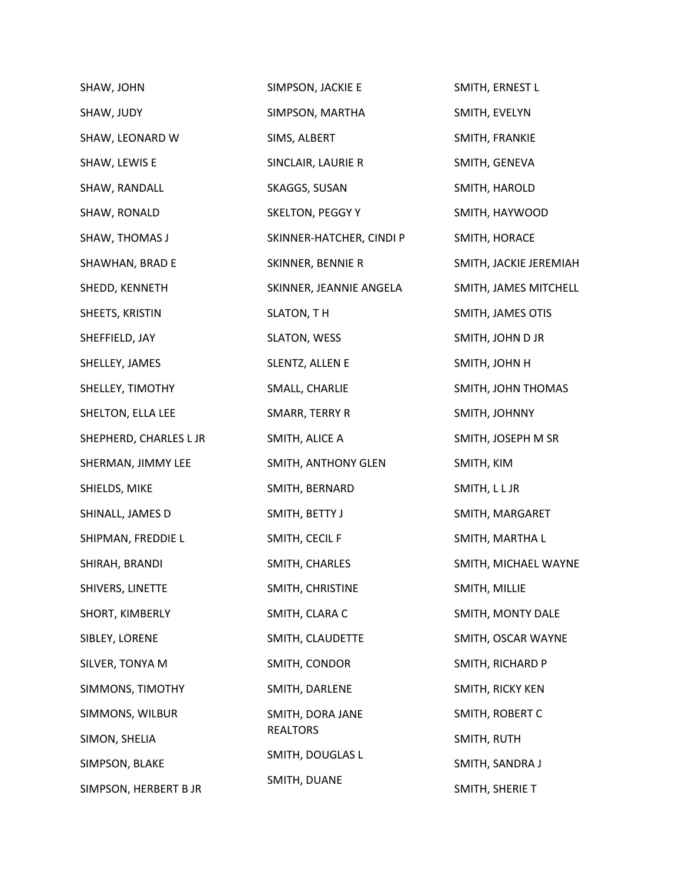SHAW, JOHN

SHAW, JUDY

SHAW, LEONARD W

SHAW, LEWIS E

SHAW, RANDALL

SHAW, RONALD

SHAW, THOMAS J

SHAWHAN, BRAD E

SHEDD, KENNETH

SHEETS, KRISTIN

SHEFFIELD, JAY

SHELLEY, JAMES

SHELLEY, TIMOTHY

SHELTON, ELLA LEE

SHEPHERD, CHARLES L JR

SHERMAN, JIMMY LEE

SHIELDS, MIKE

SHINALL, JAMES D

SHIPMAN, FREDDIE L

SHIRAH, BRANDI

SHIVERS, LINETTE

SHORT, KIMBERLY

SIBLEY, LORENE

SILVER, TONYA M

SIMMONS, TIMOTHY

SIMMONS, WILBUR

SIMON, SHELIA

SIMPSON, BLAKE

SIMPSON, HERBERT B JR

SIMPSON, JACKIE E

SIMPSON, MARTHA

SIMS, ALBERT

SINCLAIR, LAURIE R

SKAGGS, SUSAN

SKELTON, PEGGY Y

SKINNER-HATCHER, CINDI P

SKINNER, BENNIE R

SKINNER, JEANNIE ANGELA

SLATON, T H

SLATON, WESS

SLENTZ, ALLEN E

SMALL, CHARLIE

SMARR, TERRY R

SMITH, ALICE A

SMITH, ANTHONY GLEN

SMITH, BERNARD

SMITH, BETTY J

SMITH, CECIL F

SMITH, CHARLES

SMITH, CHRISTINE

SMITH, CLARA C

SMITH, CLAUDETTE

SMITH, CONDOR

SMITH, DARLENE

SMITH, DORA JANE REALTORS

SMITH, DOUGLAS L

SMITH, DUANE

SMITH, ERNEST L

SMITH, EVELYN

SMITH, FRANKIE

SMITH, GENEVA

SMITH, HAROLD

SMITH, HAYWOOD

SMITH, HORACE

SMITH, JACKIE JEREMIAH

SMITH, JAMES MITCHELL

SMITH, JAMES OTIS

SMITH, JOHN D JR

SMITH, JOHN H

SMITH, JOHN THOMAS

SMITH, JOHNNY

SMITH, JOSEPH M SR

SMITH, KIM

SMITH, L L JR

SMITH, MARGARET

SMITH, MARTHA L

SMITH, MICHAEL WAYNE

SMITH, MILLIE

SMITH, MONTY DALE

SMITH, OSCAR WAYNE

SMITH, RICHARD P

SMITH, RICKY KEN

SMITH, ROBERT C

SMITH, RUTH

SMITH, SANDRA J

SMITH, SHERIE T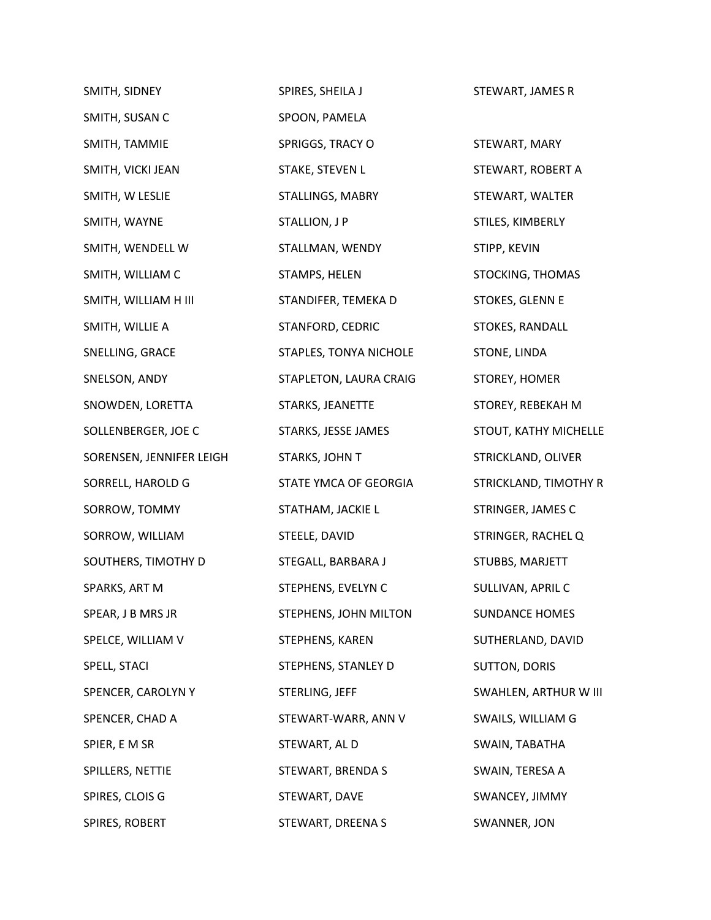SMITH, SIDNEY
SMITH, SUSAN C
SMITH, TAMMIE
SMITH, VICKI JEAN
SMITH, W LESLIE
SMITH, WAYNE
SMITH, WENDELL W
SMITH, WILLIAM C
SMITH, WILLIAM H III
SMITH, WILLIE A
SNELLING, GRACE
SNELSON, ANDY
SNOWDEN, LORETTA
SOLLENBERGER, JOE C
SORENSEN, JENNIFER LEIGH
SORRELL, HAROLD G
SORROW, TOMMY
SORROW, WILLIAM
SOUTHERS, TIMOTHY D
SPARKS, ART M
SPEAR, J B MRS JR
SPELCE, WILLIAM V
SPELL, STACI
SPENCER, CAROLYN Y
SPENCER, CHAD A
SPIER, E M SR
SPILLERS, NETTIE
SPIRES, CLOIS G
SPIRES, ROBERT
SPIRES, SHEILA J
SPOON, PAMELA
SPRIGGS, TRACY O
STAKE, STEVEN L
STALLINGS, MABRY
STALLION, J P
STALLMAN, WENDY
STAMPS, HELEN
STANDIFER, TEMEKA D
STANFORD, CEDRIC
STAPLES, TONYA NICHOLE
STAPLETON, LAURA CRAIG
STARKS, JEANETTE
STARKS, JESSE JAMES
STARKS, JOHN T
STATE YMCA OF GEORGIA
STATHAM, JACKIE L
STEELE, DAVID
STEGALL, BARBARA J
STEPHENS, EVELYN C
STEPHENS, JOHN MILTON
STEPHENS, KAREN
STEPHENS, STANLEY D
STERLING, JEFF
STEWART-WARR, ANN V
STEWART, AL D
STEWART, BRENDA S
STEWART, DAVE
STEWART, DREENA S
STEWART, JAMES R
STEWART, MARY
STEWART, ROBERT A
STEWART, WALTER
STILES, KIMBERLY
STIPP, KEVIN
STOCKING, THOMAS
STOKES, GLENN E
STOKES, RANDALL
STONE, LINDA
STOREY, HOMER
STOREY, REBEKAH M
STOUT, KATHY MICHELLE
STRICKLAND, OLIVER
STRICKLAND, TIMOTHY R
STRINGER, JAMES C
STRINGER, RACHEL Q
STUBBS, MARJETT
SULLIVAN, APRIL C
SUNDANCE HOMES
SUTHERLAND, DAVID
SUTTON, DORIS
SWAHLEN, ARTHUR W III
SWAILS, WILLIAM G
SWAIN, TABATHA
SWAIN, TERESA A
SWANCEY, JIMMY
SWANNER, JON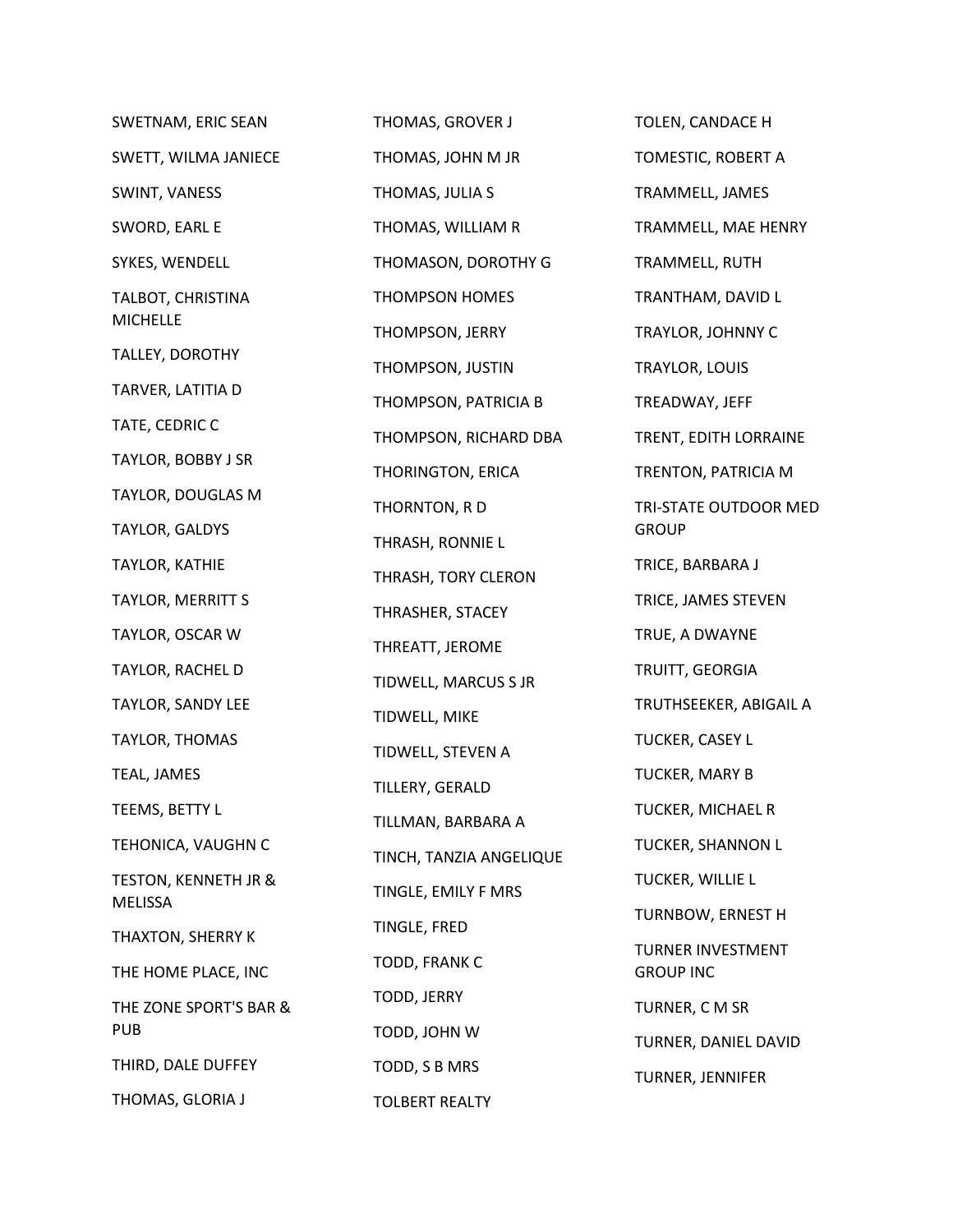SWETNAM, ERIC SEAN

SWETT, WILMA JANIECE

SWINT, VANESS

SWORD, EARL E

SYKES, WENDELL

TALBOT, CHRISTINA MICHELLE

TALLEY, DOROTHY

TARVER, LATITIA D

TATE, CEDRIC C

TAYLOR, BOBBY J SR

TAYLOR, DOUGLAS M

TAYLOR, GALDYS

TAYLOR, KATHIE

TAYLOR, MERRITT S

TAYLOR, OSCAR W

TAYLOR, RACHEL D

TAYLOR, SANDY LEE

TAYLOR, THOMAS

TEAL, JAMES

TEEMS, BETTY L

TEHONICA, VAUGHN C

TESTON, KENNETH JR & MELISSA

THAXTON, SHERRY K

THE HOME PLACE, INC

THE ZONE SPORT'S BAR & PUB

THIRD, DALE DUFFEY

THOMAS, GLORIA J

THOMAS, GROVER J

THOMAS, JOHN M JR

THOMAS, JULIA S

THOMAS, WILLIAM R

THOMASON, DOROTHY G

THOMPSON HOMES

THOMPSON, JERRY

THOMPSON, JUSTIN

THOMPSON, PATRICIA B

THOMPSON, RICHARD DBA

THORINGTON, ERICA

THORNTON, R D

THRASH, RONNIE L

THRASH, TORY CLERON

THRASHER, STACEY

THREATT, JEROME

TIDWELL, MARCUS S JR

TIDWELL, MIKE

TIDWELL, STEVEN A

TILLERY, GERALD

TILLMAN, BARBARA A

TINCH, TANZIA ANGELIQUE

TINGLE, EMILY F MRS

TINGLE, FRED

TODD, FRANK C

TODD, JERRY

TODD, JOHN W

TODD, S B MRS

TOLBERT REALTY

TOLEN, CANDACE H

TOMESTIC, ROBERT A

TRAMMELL, JAMES

TRAMMELL, MAE HENRY

TRAMMELL, RUTH

TRANTHAM, DAVID L

TRAYLOR, JOHNNY C

TRAYLOR, LOUIS

TREADWAY, JEFF

TRENT, EDITH LORRAINE

TRENTON, PATRICIA M

TRI-STATE OUTDOOR MED GROUP

TRICE, BARBARA J

TRICE, JAMES STEVEN

TRUE, A DWAYNE

TRUITT, GEORGIA

TRUTHSEEKER, ABIGAIL A

TUCKER, CASEY L

TUCKER, MARY B

TUCKER, MICHAEL R

TUCKER, SHANNON L

TUCKER, WILLIE L

TURNBOW, ERNEST H

TURNER INVESTMENT GROUP INC

TURNER, C M SR

TURNER, DANIEL DAVID

TURNER, JENNIFER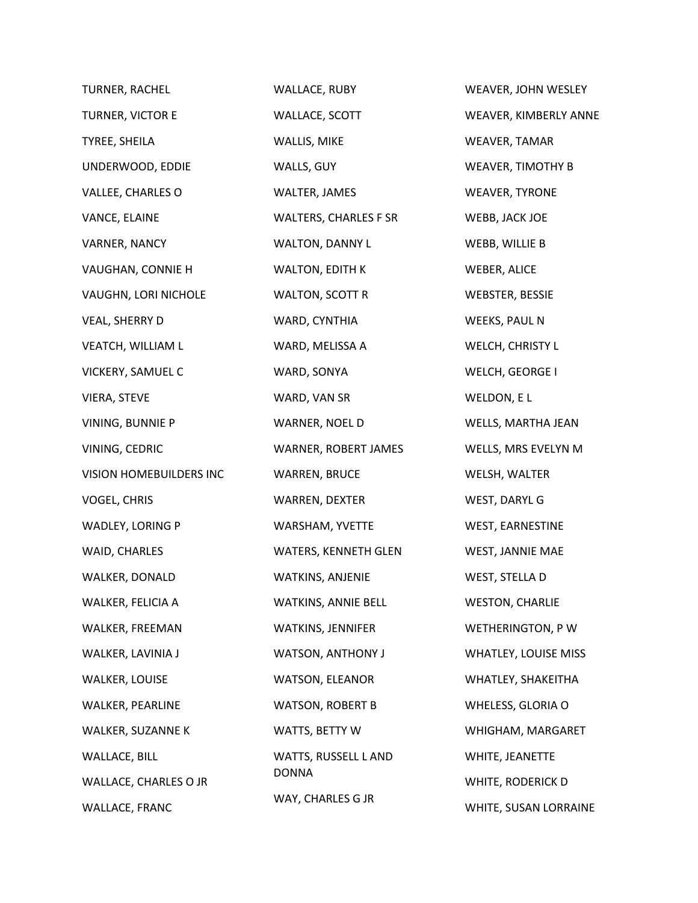TURNER, RACHEL
TURNER, VICTOR E
TYREE, SHEILA
UNDERWOOD, EDDIE
VALLEE, CHARLES O
VANCE, ELAINE
VARNER, NANCY
VAUGHAN, CONNIE H
VAUGHN, LORI NICHOLE
VEAL, SHERRY D
VEATCH, WILLIAM L
VICKERY, SAMUEL C
VIERA, STEVE
VINING, BUNNIE P
VINING, CEDRIC
VISION HOMEBUILDERS INC
VOGEL, CHRIS
WADLEY, LORING P
WAID, CHARLES
WALKER, DONALD
WALKER, FELICIA A
WALKER, FREEMAN
WALKER, LAVINIA J
WALKER, LOUISE
WALKER, PEARLINE
WALKER, SUZANNE K
WALLACE, BILL
WALLACE, CHARLES O JR
WALLACE, FRANC
WALLACE, RUBY
WALLACE, SCOTT
WALLIS, MIKE
WALLS, GUY
WALTER, JAMES
WALTERS, CHARLES F SR
WALTON, DANNY L
WALTON, EDITH K
WALTON, SCOTT R
WARD, CYNTHIA
WARD, MELISSA A
WARD, SONYA
WARD, VAN SR
WARNER, NOEL D
WARNER, ROBERT JAMES
WARREN, BRUCE
WARREN, DEXTER
WARSHAM, YVETTE
WATERS, KENNETH GLEN
WATKINS, ANJENIE
WATKINS, ANNIE BELL
WATKINS, JENNIFER
WATSON, ANTHONY J
WATSON, ELEANOR
WATSON, ROBERT B
WATTS, BETTY W
WATTS, RUSSELL L AND DONNA
WAY, CHARLES G JR
WEAVER, JOHN WESLEY
WEAVER, KIMBERLY ANNE
WEAVER, TAMAR
WEAVER, TIMOTHY B
WEAVER, TYRONE
WEBB, JACK JOE
WEBB, WILLIE B
WEBER, ALICE
WEBSTER, BESSIE
WEEKS, PAUL N
WELCH, CHRISTY L
WELCH, GEORGE I
WELDON, E L
WELLS, MARTHA JEAN
WELLS, MRS EVELYN M
WELSH, WALTER
WEST, DARYL G
WEST, EARNESTINE
WEST, JANNIE MAE
WEST, STELLA D
WESTON, CHARLIE
WETHERINGTON, P W
WHATLEY, LOUISE MISS
WHATLEY, SHAKEITHA
WHELESS, GLORIA O
WHIGHAM, MARGARET
WHITE, JEANETTE
WHITE, RODERICK D
WHITE, SUSAN LORRAINE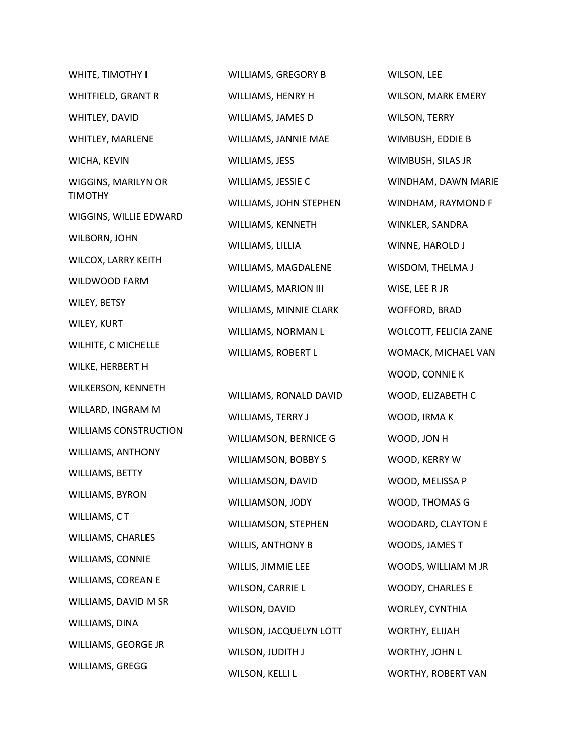WHITE, TIMOTHY I

WHITFIELD, GRANT R

WHITLEY, DAVID

WHITLEY, MARLENE

WICHA, KEVIN

WIGGINS, MARILYN OR TIMOTHY

WIGGINS, WILLIE EDWARD

WILBORN, JOHN

WILCOX, LARRY KEITH

WILDWOOD FARM

WILEY, BETSY

WILEY, KURT

WILHITE, C MICHELLE

WILKE, HERBERT H

WILKERSON, KENNETH

WILLARD, INGRAM M

WILLIAMS CONSTRUCTION

WILLIAMS, ANTHONY

WILLIAMS, BETTY

WILLIAMS, BYRON

WILLIAMS, C T

WILLIAMS, CHARLES

WILLIAMS, CONNIE

WILLIAMS, COREAN E

WILLIAMS, DAVID M SR

WILLIAMS, DINA

WILLIAMS, GEORGE JR

WILLIAMS, GREGG

WILLIAMS, GREGORY B

WILLIAMS, HENRY H

WILLIAMS, JAMES D

WILLIAMS, JANNIE MAE

WILLIAMS, JESS

WILLIAMS, JESSIE C

WILLIAMS, JOHN STEPHEN

WILLIAMS, KENNETH

WILLIAMS, LILLIA

WILLIAMS, MAGDALENE

WILLIAMS, MARION III

WILLIAMS, MINNIE CLARK

WILLIAMS, NORMAN L

WILLIAMS, ROBERT L

WILLIAMS, RONALD DAVID

WILLIAMS, TERRY J

WILLIAMSON, BERNICE G

WILLIAMSON, BOBBY S

WILLIAMSON, DAVID

WILLIAMSON, JODY

WILLIAMSON, STEPHEN

WILLIS, ANTHONY B

WILLIS, JIMMIE LEE

WILSON, CARRIE L

WILSON, DAVID

WILSON, JACQUELYN LOTT

WILSON, JUDITH J

WILSON, KELLI L

WILSON, LEE

WILSON, MARK EMERY

WILSON, TERRY

WIMBUSH, EDDIE B

WIMBUSH, SILAS JR

WINDHAM, DAWN MARIE

WINDHAM, RAYMOND F

WINKLER, SANDRA

WINNE, HAROLD J

WISDOM, THELMA J

WISE, LEE R JR

WOFFORD, BRAD

WOLCOTT, FELICIA ZANE

WOMACK, MICHAEL VAN

WOOD, CONNIE K

WOOD, ELIZABETH C

WOOD, IRMA K

WOOD, JON H

WOOD, KERRY W

WOOD, MELISSA P

WOOD, THOMAS G

WOODARD, CLAYTON E

WOODS, JAMES T

WOODS, WILLIAM M JR

WOODY, CHARLES E

WORLEY, CYNTHIA

WORTHY, ELIJAH

WORTHY, JOHN L

WORTHY, ROBERT VAN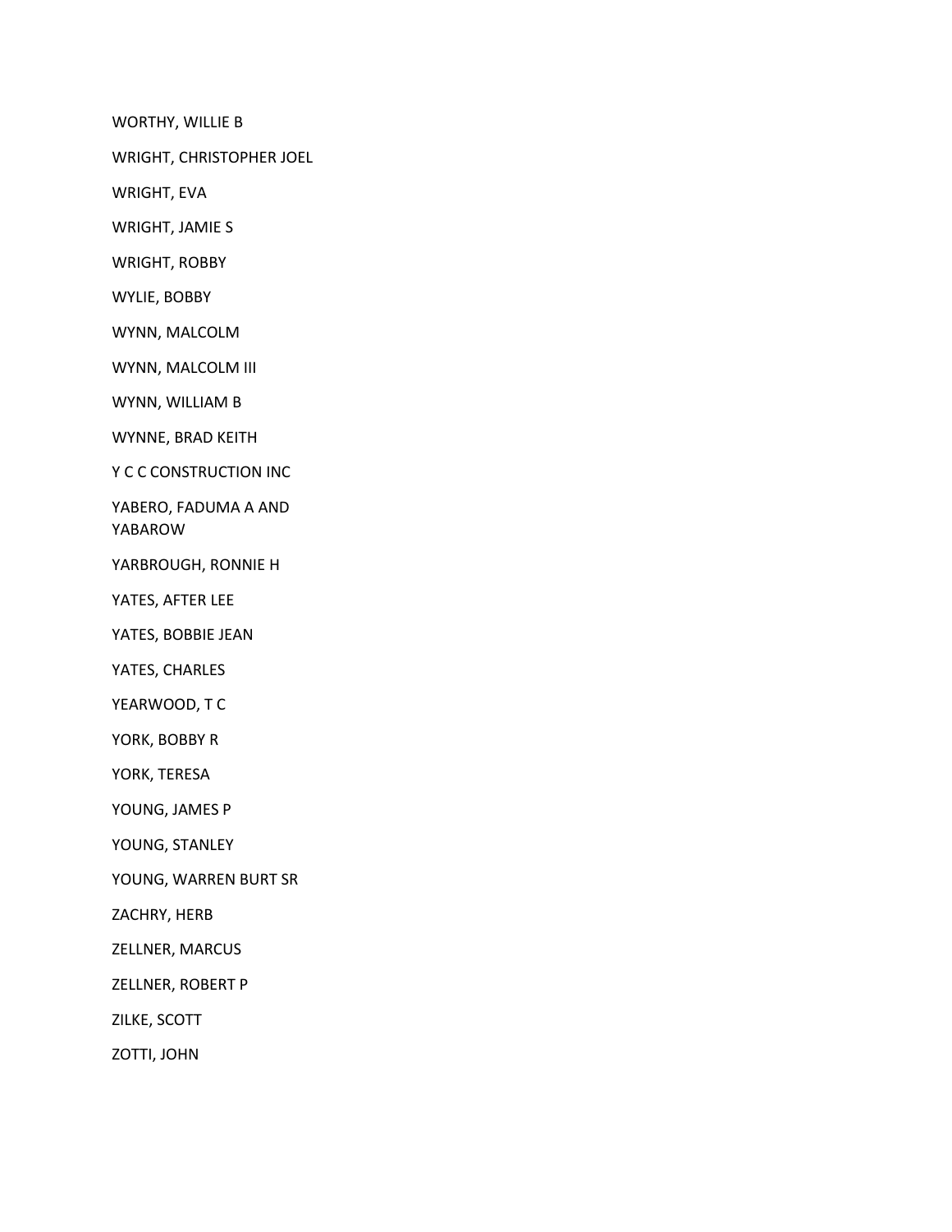WORTHY, WILLIE B

WRIGHT, CHRISTOPHER JOEL

WRIGHT, EVA

WRIGHT, JAMIE S

WRIGHT, ROBBY

WYLIE, BOBBY

WYNN, MALCOLM

WYNN, MALCOLM III

WYNN, WILLIAM B

WYNNE, BRAD KEITH

Y C C CONSTRUCTION INC

YABERO, FADUMA A AND YABAROW

YARBROUGH, RONNIE H

YATES, AFTER LEE

YATES, BOBBIE JEAN

YATES, CHARLES

YEARWOOD, T C

YORK, BOBBY R

YORK, TERESA

YOUNG, JAMES P

YOUNG, STANLEY

YOUNG, WARREN BURT SR

ZACHRY, HERB

ZELLNER, MARCUS

ZELLNER, ROBERT P

ZILKE, SCOTT

ZOTTI, JOHN